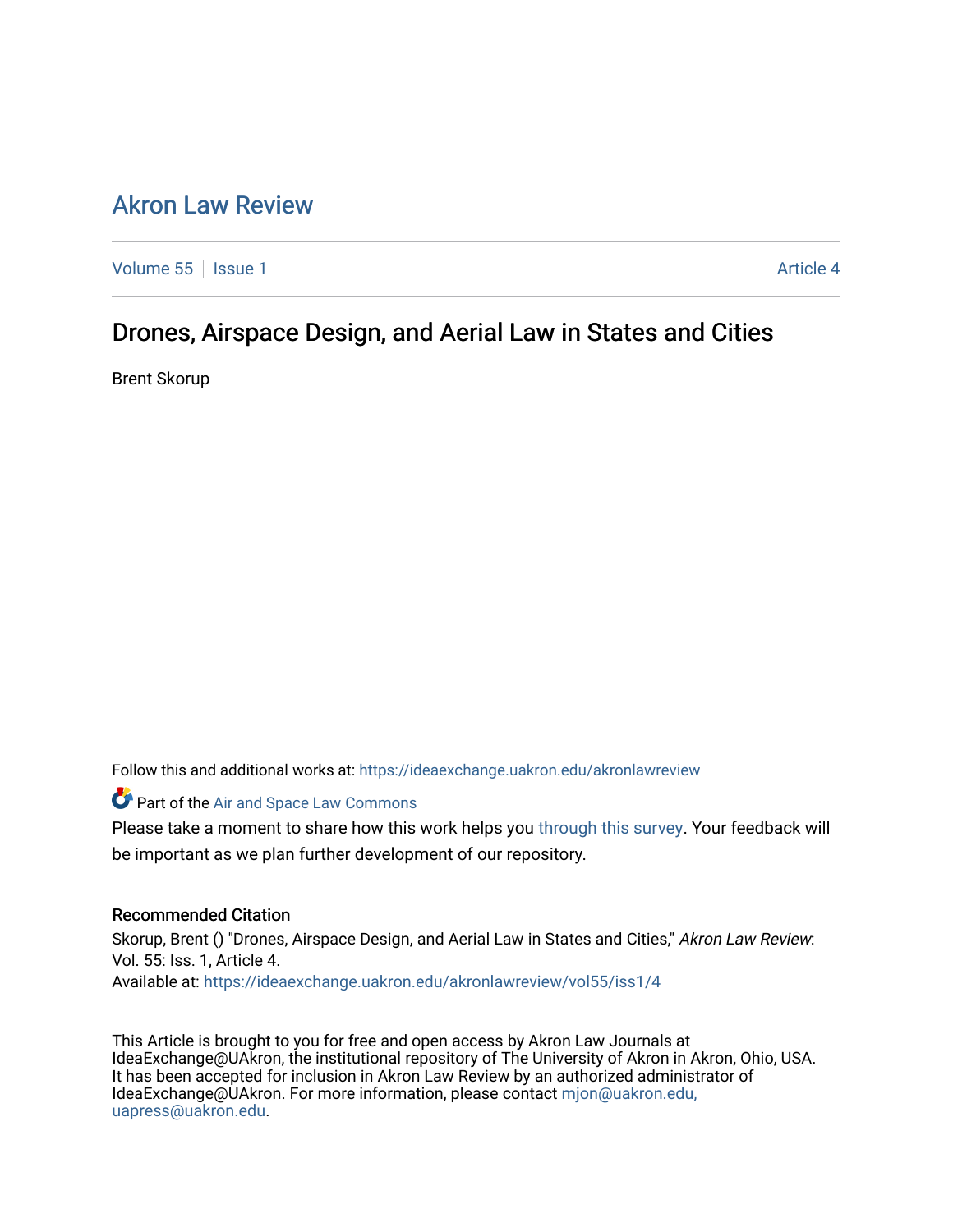# Akron Law Review

Volume 55 | Issue 1 | Article 4

## Drones, Airspace Design, and Aerial Law in States and Cities

Brent Skorup

Follow this and additional works at: https://ideaexchange.uakron.edu/akronlawreview

Part of the Air and Space Law Commons

Please take a moment to share how this work helps you through this survey. Your feedback will be important as we plan further development of our repository.

### Recommended Citation

Skorup, Brent () "Drones, Airspace Design, and Aerial Law in States and Cities," *Akron Law Review*: Vol. 55: Iss. 1, Article 4.
Available at: https://ideaexchange.uakron.edu/akronlawreview/vol55/iss1/4

This Article is brought to you for free and open access by Akron Law Journals at IdeaExchange@UAkron, the institutional repository of The University of Akron in Akron, Ohio, USA. It has been accepted for inclusion in Akron Law Review by an authorized administrator of IdeaExchange@UAkron. For more information, please contact mjon@uakron.edu, uapress@uakron.edu.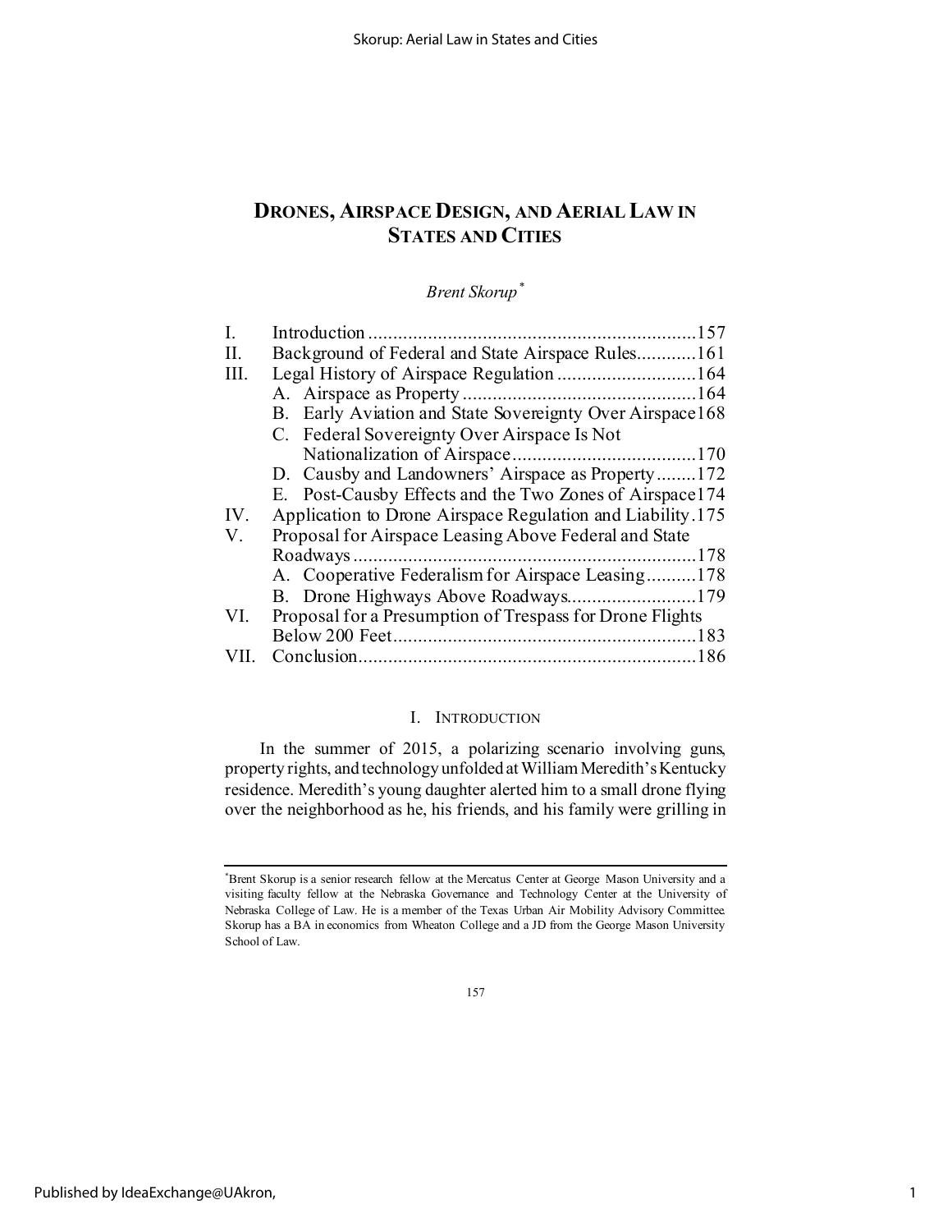# DRONES, AIRSPACE DESIGN, AND AERIAL LAW IN STATES AND CITIES

*Brent Skorup*[*]

| | | |
|---|---|---|
| I. | Introduction | 157 |
| II. | Background of Federal and State Airspace Rules | 161 |
| III. | Legal History of Airspace Regulation | 164 |
| | A. Airspace as Property | 164 |
| | B. Early Aviation and State Sovereignty Over Airspace | 168 |
| | C. Federal Sovereignty Over Airspace Is Not Nationalization of Airspace | 170 |
| | D. Causby and Landowners' Airspace as Property | 172 |
| | E. Post-Causby Effects and the Two Zones of Airspace | 174 |
| IV. | Application to Drone Airspace Regulation and Liability | 175 |
| V. | Proposal for Airspace Leasing Above Federal and State Roadways | 178 |
| | A. Cooperative Federalism for Airspace Leasing | 178 |
| | B. Drone Highways Above Roadways | 179 |
| VI. | Proposal for a Presumption of Trespass for Drone Flights Below 200 Feet | 183 |
| VII. | Conclusion | 186 |

## I. INTRODUCTION

In the summer of 2015, a polarizing scenario involving guns, property rights, and technology unfolded at William Meredith's Kentucky residence. Meredith's young daughter alerted him to a small drone flying over the neighborhood as he, his friends, and his family were grilling in

---

[*] Brent Skorup is a senior research fellow at the Mercatus Center at George Mason University and a visiting faculty fellow at the Nebraska Governance and Technology Center at the University of Nebraska College of Law. He is a member of the Texas Urban Air Mobility Advisory Committee. Skorup has a BA in economics from Wheaton College and a JD from the George Mason University School of Law.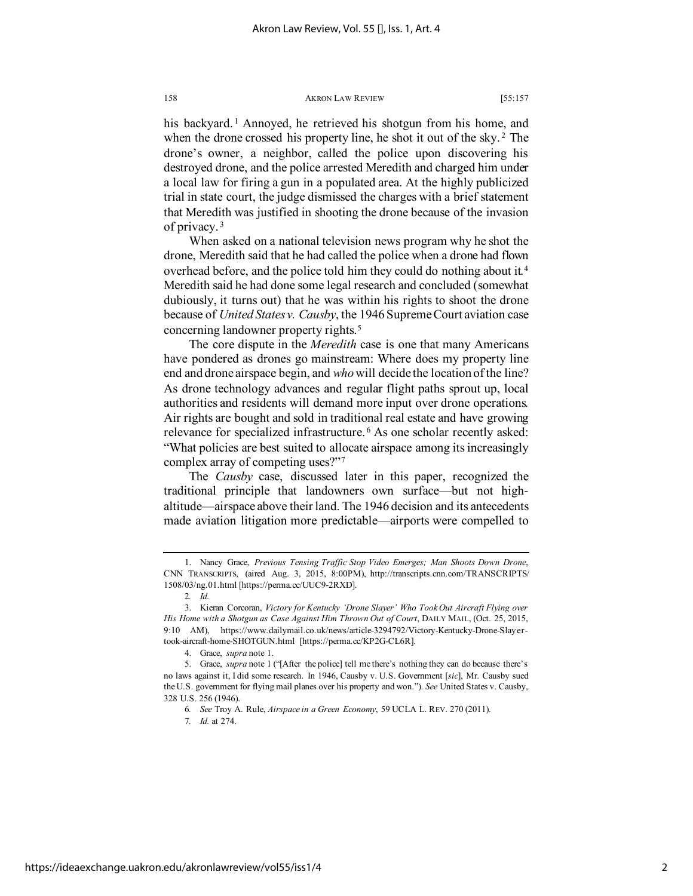his backyard.[1] Annoyed, he retrieved his shotgun from his home, and when the drone crossed his property line, he shot it out of the sky.[2] The drone's owner, a neighbor, called the police upon discovering his destroyed drone, and the police arrested Meredith and charged him under a local law for firing a gun in a populated area. At the highly publicized trial in state court, the judge dismissed the charges with a brief statement that Meredith was justified in shooting the drone because of the invasion of privacy.[3]

When asked on a national television news program why he shot the drone, Meredith said that he had called the police when a drone had flown overhead before, and the police told him they could do nothing about it.[4] Meredith said he had done some legal research and concluded (somewhat dubiously, it turns out) that he was within his rights to shoot the drone because of *United States v. Causby*, the 1946 Supreme Court aviation case concerning landowner property rights.[5]

The core dispute in the *Meredith* case is one that many Americans have pondered as drones go mainstream: Where does my property line end and drone airspace begin, and *who* will decide the location of the line? As drone technology advances and regular flight paths sprout up, local authorities and residents will demand more input over drone operations. Air rights are bought and sold in traditional real estate and have growing relevance for specialized infrastructure.[6] As one scholar recently asked: "What policies are best suited to allocate airspace among its increasingly complex array of competing uses?"[7]

The *Causby* case, discussed later in this paper, recognized the traditional principle that landowners own surface—but not high-altitude—airspace above their land. The 1946 decision and its antecedents made aviation litigation more predictable—airports were compelled to

---

1. Nancy Grace, *Previous Tensing Traffic Stop Video Emerges; Man Shoots Down Drone*, CNN TRANSCRIPTS, (aired Aug. 3, 2015, 8:00PM), http://transcripts.cnn.com/TRANSCRIPTS/1508/03/ng.01.html [https://perma.cc/UUC9-2RXD].

2. *Id.*

3. Kieran Corcoran, *Victory for Kentucky 'Drone Slayer' Who Took Out Aircraft Flying over His Home with a Shotgun as Case Against Him Thrown Out of Court*, DAILY MAIL, (Oct. 25, 2015, 9:10 AM), https://www.dailymail.co.uk/news/article-3294792/Victory-Kentucky-Drone-Slayer-took-aircraft-home-SHOTGUN.html [https://perma.cc/KP2G-CL6R].

4. Grace, *supra* note 1.

5. Grace, *supra* note 1 ("[After the police] tell me there's nothing they can do because there's no laws against it, I did some research. In 1946, Causby v. U.S. Government [*sic*], Mr. Causby sued the U.S. government for flying mail planes over his property and won."). *See* United States v. Causby, 328 U.S. 256 (1946).

6. *See* Troy A. Rule, *Airspace in a Green Economy*, 59 UCLA L. REV. 270 (2011).

7. *Id.* at 274.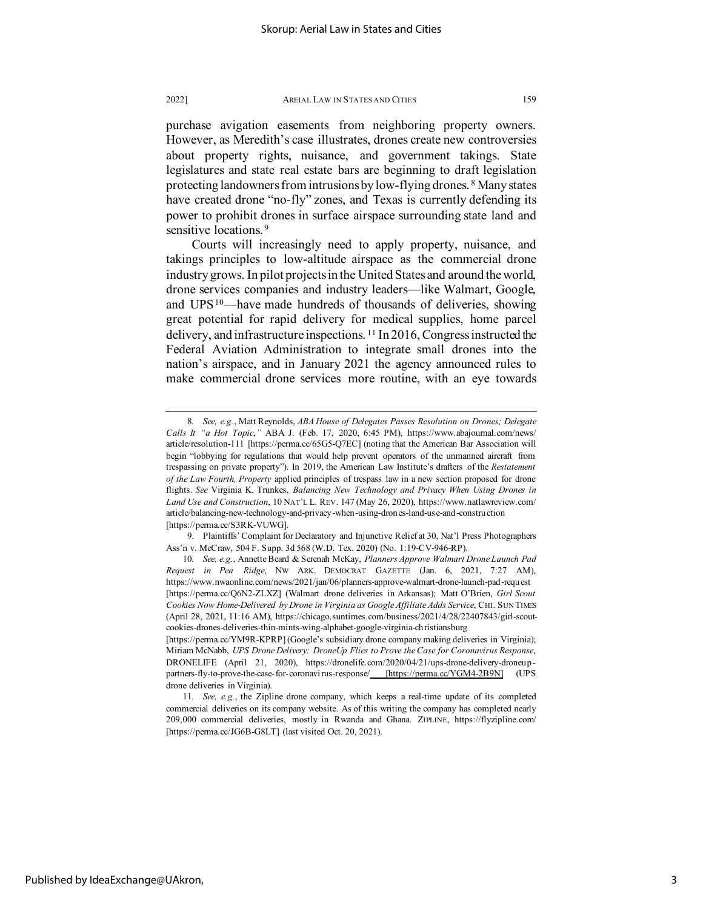purchase avigation easements from neighboring property owners. However, as Meredith's case illustrates, drones create new controversies about property rights, nuisance, and government takings. State legislatures and state real estate bars are beginning to draft legislation protecting landowners from intrusions by low-flying drones.[8] Many states have created drone "no-fly" zones, and Texas is currently defending its power to prohibit drones in surface airspace surrounding state land and sensitive locations.[9]

Courts will increasingly need to apply property, nuisance, and takings principles to low-altitude airspace as the commercial drone industry grows. In pilot projects in the United States and around the world, drone services companies and industry leaders—like Walmart, Google, and UPS[10]—have made hundreds of thousands of deliveries, showing great potential for rapid delivery for medical supplies, home parcel delivery, and infrastructure inspections.[11] In 2016, Congress instructed the Federal Aviation Administration to integrate small drones into the nation's airspace, and in January 2021 the agency announced rules to make commercial drone services more routine, with an eye towards

---

8. *See, e.g.*, Matt Reynolds, *ABA House of Delegates Passes Resolution on Drones; Delegate Calls It "a Hot Topic*,*"* ABA J. (Feb. 17, 2020, 6:45 PM), https://www.abajournal.com/news/article/resolution-111 [https://perma.cc/65G5-Q7EC] (noting that the American Bar Association will begin "lobbying for regulations that would help prevent operators of the unmanned aircraft from trespassing on private property"). In 2019, the American Law Institute's drafters of the *Restatement of the Law Fourth, Property* applied principles of trespass law in a new section proposed for drone flights. *See* Virginia K. Trunkes, *Balancing New Technology and Privacy When Using Drones in Land Use and Construction*, 10 NAT'L L. REV. 147 (May 26, 2020), https://www.natlawreview.com/article/balancing-new-technology-and-privacy-when-using-drones-land-use-and-construction [https://perma.cc/S3RK-VUWG].

9. Plaintiffs' Complaint for Declaratory and Injunctive Relief at 30, Nat'l Press Photographers Ass'n v. McCraw, 504 F. Supp. 3d 568 (W.D. Tex. 2020) (No. 1:19-CV-946-RP).

10. *See, e.g.*, Annette Beard & Serenah McKay, *Planners Approve Walmart Drone Launch Pad Request in Pea Ridge*, NW ARK. DEMOCRAT GAZETTE (Jan. 6, 2021, 7:27 AM), https://www.nwaonline.com/news/2021/jan/06/planners-approve-walmart-drone-launch-pad-request [https://perma.cc/Q6N2-ZLXZ] (Walmart drone deliveries in Arkansas); Matt O'Brien, *Girl Scout Cookies Now Home-Delivered by Drone in Virginia as Google Affiliate Adds Service*, CHI. SUN TIMES (April 28, 2021, 11:16 AM), https://chicago.suntimes.com/business/2021/4/28/22407843/girl-scout-cookies-drones-deliveries-thin-mints-wing-alphabet-google-virginia-christiansburg [https://perma.cc/YM9R-KPRP] (Google's subsidiary drone company making deliveries in Virginia); Miriam McNabb, *UPS Drone Delivery: DroneUp Flies to Prove the Case for Coronavirus Response*, DRONELIFE (April 21, 2020), https://dronelife.com/2020/04/21/ups-drone-delivery-droneup-partners-fly-to-prove-the-case-for-coronavirus-response/ [https://perma.cc/YGM4-2B9N] (UPS drone deliveries in Virginia).

11. *See, e.g.*, the Zipline drone company, which keeps a real-time update of its completed commercial deliveries on its company website. As of this writing the company has completed nearly 209,000 commercial deliveries, mostly in Rwanda and Ghana. ZIPLINE, https://flyzipline.com/ [https://perma.cc/JG6B-G8LT] (last visited Oct. 20, 2021).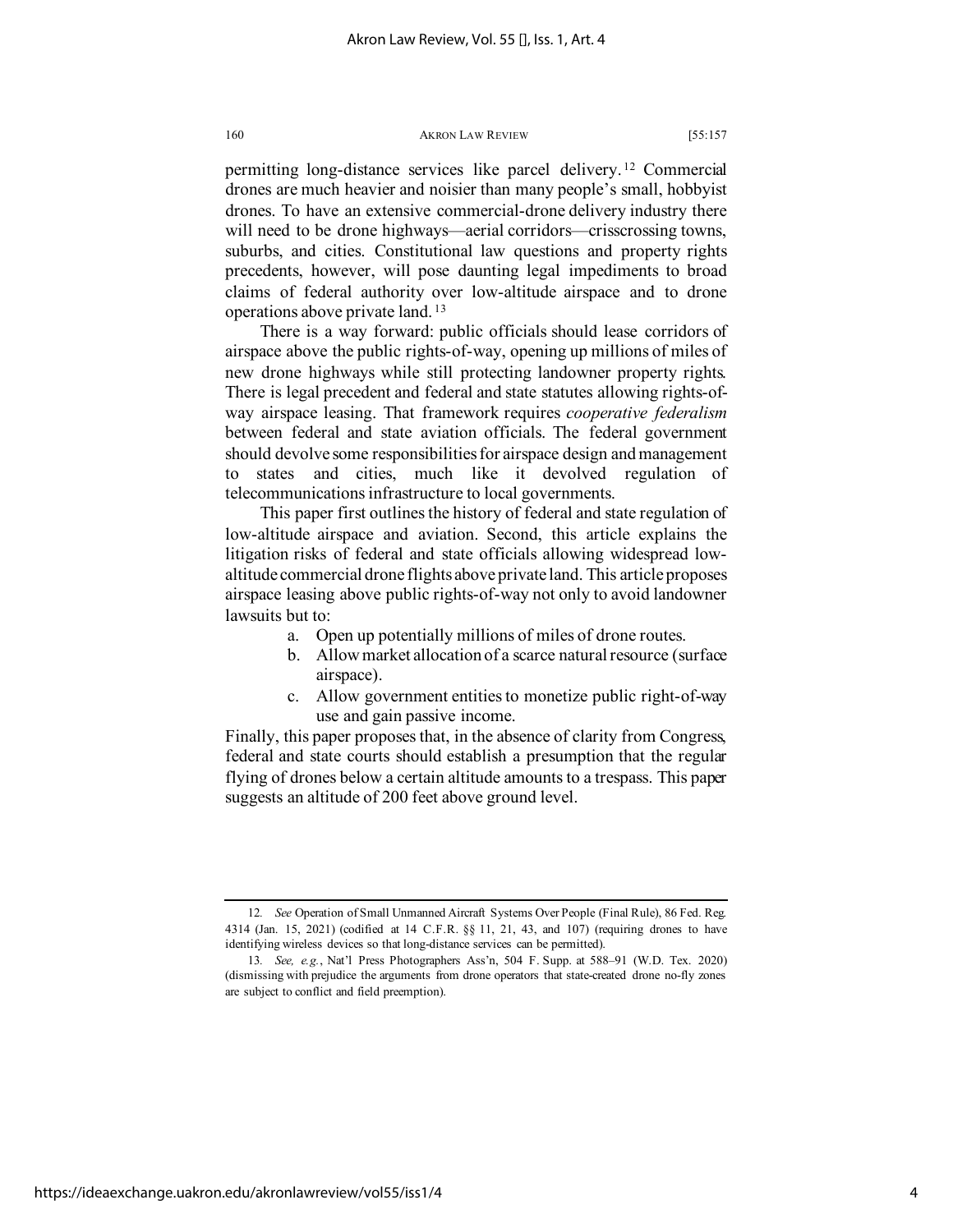permitting long-distance services like parcel delivery.[12] Commercial drones are much heavier and noisier than many people's small, hobbyist drones. To have an extensive commercial-drone delivery industry there will need to be drone highways—aerial corridors—crisscrossing towns, suburbs, and cities. Constitutional law questions and property rights precedents, however, will pose daunting legal impediments to broad claims of federal authority over low-altitude airspace and to drone operations above private land.[13]

There is a way forward: public officials should lease corridors of airspace above the public rights-of-way, opening up millions of miles of new drone highways while still protecting landowner property rights. There is legal precedent and federal and state statutes allowing rights-of-way airspace leasing. That framework requires *cooperative federalism* between federal and state aviation officials. The federal government should devolve some responsibilities for airspace design and management to states and cities, much like it devolved regulation of telecommunications infrastructure to local governments.

This paper first outlines the history of federal and state regulation of low-altitude airspace and aviation. Second, this article explains the litigation risks of federal and state officials allowing widespread low-altitude commercial drone flights above private land. This article proposes airspace leasing above public rights-of-way not only to avoid landowner lawsuits but to:

a. Open up potentially millions of miles of drone routes.
b. Allow market allocation of a scarce natural resource (surface airspace).
c. Allow government entities to monetize public right-of-way use and gain passive income.

Finally, this paper proposes that, in the absence of clarity from Congress, federal and state courts should establish a presumption that the regular flying of drones below a certain altitude amounts to a trespass. This paper suggests an altitude of 200 feet above ground level.

---

12. *See* Operation of Small Unmanned Aircraft Systems Over People (Final Rule), 86 Fed. Reg. 4314 (Jan. 15, 2021) (codified at 14 C.F.R. §§ 11, 21, 43, and 107) (requiring drones to have identifying wireless devices so that long-distance services can be permitted).

13. *See, e.g.*, Nat'l Press Photographers Ass'n, 504 F. Supp. at 588–91 (W.D. Tex. 2020) (dismissing with prejudice the arguments from drone operators that state-created drone no-fly zones are subject to conflict and field preemption).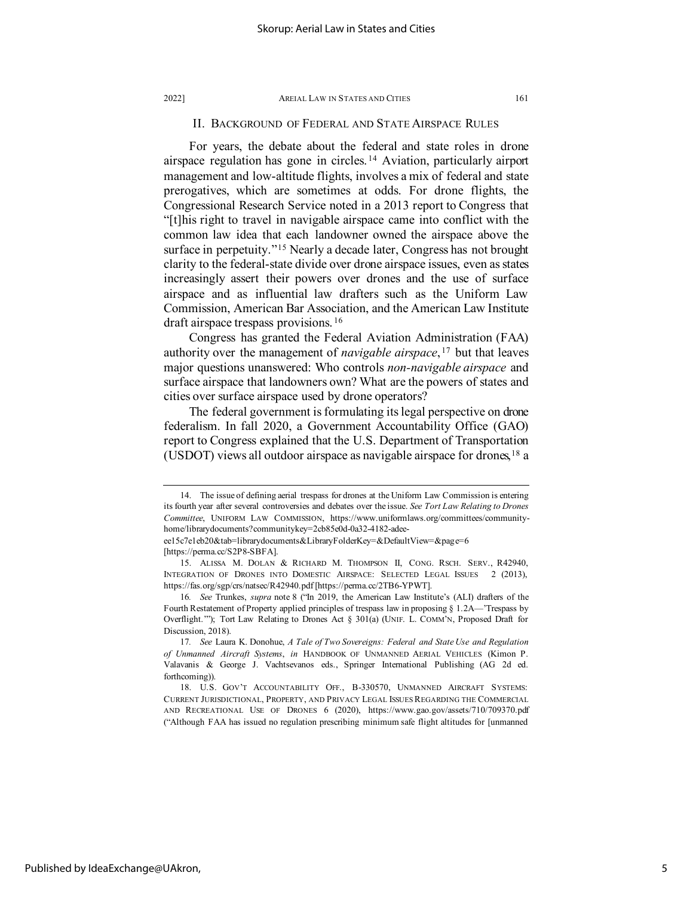## II. Background of Federal and State Airspace Rules

For years, the debate about the federal and state roles in drone airspace regulation has gone in circles.[14] Aviation, particularly airport management and low-altitude flights, involves a mix of federal and state prerogatives, which are sometimes at odds. For drone flights, the Congressional Research Service noted in a 2013 report to Congress that "[t]his right to travel in navigable airspace came into conflict with the common law idea that each landowner owned the airspace above the surface in perpetuity."[15] Nearly a decade later, Congress has not brought clarity to the federal-state divide over drone airspace issues, even as states increasingly assert their powers over drones and the use of surface airspace and as influential law drafters such as the Uniform Law Commission, American Bar Association, and the American Law Institute draft airspace trespass provisions.[16]

Congress has granted the Federal Aviation Administration (FAA) authority over the management of *navigable airspace*,[17] but that leaves major questions unanswered: Who controls *non-navigable airspace* and surface airspace that landowners own? What are the powers of states and cities over surface airspace used by drone operators?

The federal government is formulating its legal perspective on drone federalism. In fall 2020, a Government Accountability Office (GAO) report to Congress explained that the U.S. Department of Transportation (USDOT) views all outdoor airspace as navigable airspace for drones,[18] a

---

14. The issue of defining aerial trespass for drones at the Uniform Law Commission is entering its fourth year after several controversies and debates over the issue. *See Tort Law Relating to Drones Committee*, UNIFORM LAW COMMISSION, https://www.uniformlaws.org/committees/community-home/librarydocuments?communitykey=2cb85e0d-0a32-4182-adee-ee15c7e1eb20&tab=librarydocuments&LibraryFolderKey=&DefaultView=&page=6 [https://perma.cc/S2P8-SBFA].

15. ALISSA M. DOLAN & RICHARD M. THOMPSON II, CONG. RSCH. SERV., R42940, INTEGRATION OF DRONES INTO DOMESTIC AIRSPACE: SELECTED LEGAL ISSUES 2 (2013), https://fas.org/sgp/crs/natsec/R42940.pdf [https://perma.cc/2TB6-YPWT].

16. *See* Trunkes, *supra* note 8 ("In 2019, the American Law Institute's (ALI) drafters of the Fourth Restatement of Property applied principles of trespass law in proposing § 1.2A—'Trespass by Overflight.'"); Tort Law Relating to Drones Act § 301(a) (UNIF. L. COMM'N, Proposed Draft for Discussion, 2018).

17. *See* Laura K. Donohue, *A Tale of Two Sovereigns: Federal and State Use and Regulation of Unmanned Aircraft Systems*, *in* HANDBOOK OF UNMANNED AERIAL VEHICLES (Kimon P. Valavanis & George J. Vachtsevanos eds., Springer International Publishing (AG 2d ed. forthcoming)).

18. U.S. GOV'T ACCOUNTABILITY OFF., B-330570, UNMANNED AIRCRAFT SYSTEMS: CURRENT JURISDICTIONAL, PROPERTY, AND PRIVACY LEGAL ISSUES REGARDING THE COMMERCIAL AND RECREATIONAL USE OF DRONES 6 (2020), https://www.gao.gov/assets/710/709370.pdf ("Although FAA has issued no regulation prescribing minimum safe flight altitudes for [unmanned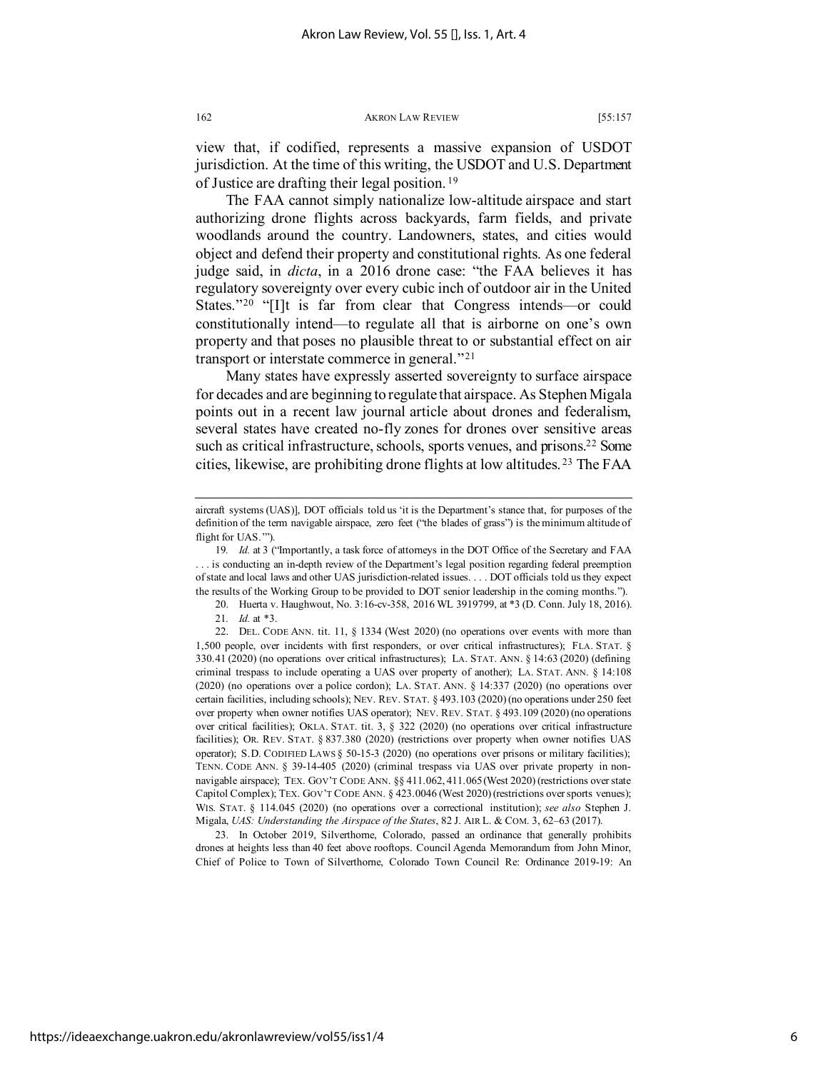view that, if codified, represents a massive expansion of USDOT jurisdiction. At the time of this writing, the USDOT and U.S. Department of Justice are drafting their legal position.[19]

The FAA cannot simply nationalize low-altitude airspace and start authorizing drone flights across backyards, farm fields, and private woodlands around the country. Landowners, states, and cities would object and defend their property and constitutional rights. As one federal judge said, in *dicta*, in a 2016 drone case: "the FAA believes it has regulatory sovereignty over every cubic inch of outdoor air in the United States."[20] "[I]t is far from clear that Congress intends—or could constitutionally intend—to regulate all that is airborne on one's own property and that poses no plausible threat to or substantial effect on air transport or interstate commerce in general."[21]

Many states have expressly asserted sovereignty to surface airspace for decades and are beginning to regulate that airspace. As Stephen Migala points out in a recent law journal article about drones and federalism, several states have created no-fly zones for drones over sensitive areas such as critical infrastructure, schools, sports venues, and prisons.[22] Some cities, likewise, are prohibiting drone flights at low altitudes.[23] The FAA

---

aircraft systems (UAS)], DOT officials told us 'it is the Department's stance that, for purposes of the definition of the term navigable airspace, zero feet ("the blades of grass") is the minimum altitude of flight for UAS.'").

19. *Id.* at 3 ("Importantly, a task force of attorneys in the DOT Office of the Secretary and FAA . . . is conducting an in-depth review of the Department's legal position regarding federal preemption of state and local laws and other UAS jurisdiction-related issues. . . . DOT officials told us they expect the results of the Working Group to be provided to DOT senior leadership in the coming months.").

20. Huerta v. Haughwout, No. 3:16-cv-358, 2016 WL 3919799, at *3 (D. Conn. July 18, 2016).

21. *Id.* at *3.

22. DEL. CODE ANN. tit. 11, § 1334 (West 2020) (no operations over events with more than 1,500 people, over incidents with first responders, or over critical infrastructures); FLA. STAT. § 330.41 (2020) (no operations over critical infrastructures); LA. STAT. ANN. § 14:63 (2020) (defining criminal trespass to include operating a UAS over property of another); LA. STAT. ANN. § 14:108 (2020) (no operations over a police cordon); LA. STAT. ANN. § 14:337 (2020) (no operations over certain facilities, including schools); NEV. REV. STAT. § 493.103 (2020) (no operations under 250 feet over property when owner notifies UAS operator); NEV. REV. STAT. § 493.109 (2020) (no operations over critical facilities); OKLA. STAT. tit. 3, § 322 (2020) (no operations over critical infrastructure facilities); OR. REV. STAT. § 837.380 (2020) (restrictions over property when owner notifies UAS operator); S.D. CODIFIED LAWS § 50-15-3 (2020) (no operations over prisons or military facilities); TENN. CODE ANN. § 39-14-405 (2020) (criminal trespass via UAS over private property in non-navigable airspace); TEX. GOV'T CODE ANN. §§ 411.062, 411.065 (West 2020) (restrictions over state Capitol Complex); TEX. GOV'T CODE ANN. § 423.0046 (West 2020) (restrictions over sports venues); WIS. STAT. § 114.045 (2020) (no operations over a correctional institution); *see also* Stephen J. Migala, *UAS: Understanding the Airspace of the States*, 82 J. AIR L. & COM. 3, 62–63 (2017).

23. In October 2019, Silverthorne, Colorado, passed an ordinance that generally prohibits drones at heights less than 40 feet above rooftops. Council Agenda Memorandum from John Minor, Chief of Police to Town of Silverthorne, Colorado Town Council Re: Ordinance 2019-19: An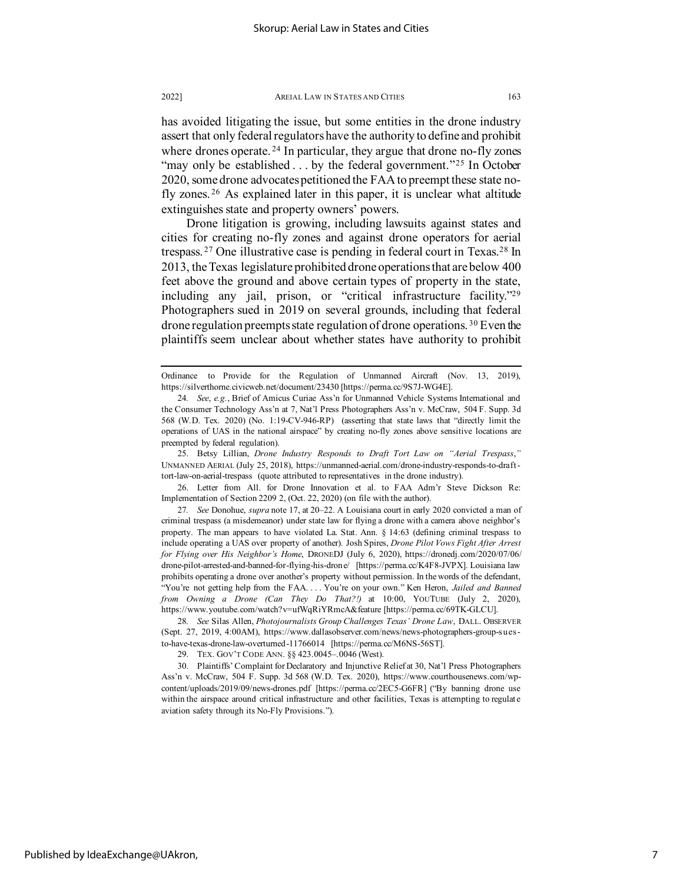has avoided litigating the issue, but some entities in the drone industry assert that only federal regulators have the authority to define and prohibit where drones operate.[24] In particular, they argue that drone no-fly zones "may only be established . . . by the federal government."[25] In October 2020, some drone advocates petitioned the FAA to preempt these state no-fly zones.[26] As explained later in this paper, it is unclear what altitude extinguishes state and property owners' powers.

Drone litigation is growing, including lawsuits against states and cities for creating no-fly zones and against drone operators for aerial trespass.[27] One illustrative case is pending in federal court in Texas.[28] In 2013, the Texas legislature prohibited drone operations that are below 400 feet above the ground and above certain types of property in the state, including any jail, prison, or "critical infrastructure facility."[29] Photographers sued in 2019 on several grounds, including that federal drone regulation preempts state regulation of drone operations.[30] Even the plaintiffs seem unclear about whether states have authority to prohibit

---

Ordinance to Provide for the Regulation of Unmanned Aircraft (Nov. 13, 2019), https://silverthorne.civicweb.net/document/23430 [https://perma.cc/9S7J-WG4E].

24. *See*, *e.g.*, Brief of Amicus Curiae Ass'n for Unmanned Vehicle Systems International and the Consumer Technology Ass'n at 7, Nat'l Press Photographers Ass'n v. McCraw, 504 F. Supp. 3d 568 (W.D. Tex. 2020) (No. 1:19-CV-946-RP) (asserting that state laws that "directly limit the operations of UAS in the national airspace" by creating no-fly zones above sensitive locations are preempted by federal regulation).

25. Betsy Lillian, *Drone Industry Responds to Draft Tort Law on "Aerial Trespass*,*"* UNMANNED AERIAL (July 25, 2018), https://unmanned-aerial.com/drone-industry-responds-to-draft-tort-law-on-aerial-trespass (quote attributed to representatives in the drone industry).

26. Letter from All. for Drone Innovation et al. to FAA Adm'r Steve Dickson Re: Implementation of Section 2209 2, (Oct. 22, 2020) (on file with the author).

27. *See* Donohue, *supra* note 17, at 20–22. A Louisiana court in early 2020 convicted a man of criminal trespass (a misdemeanor) under state law for flying a drone with a camera above neighbor's property. The man appears to have violated La. Stat. Ann. § 14:63 (defining criminal trespass to include operating a UAS over property of another). Josh Spires, *Drone Pilot Vows Fight After Arrest for Flying over His Neighbor's Home*, DRONEDJ (July 6, 2020), https://dronedj.com/2020/07/06/drone-pilot-arrested-and-banned-for-flying-his-drone/ [https://perma.cc/K4F8-JVPX]. Louisiana law prohibits operating a drone over another's property without permission. In the words of the defendant, "You're not getting help from the FAA. . . . You're on your own." Ken Heron, *Jailed and Banned from Owning a Drone (Can They Do That?!)* at 10:00, YOUTUBE (July 2, 2020), https://www.youtube.com/watch?v=ufWqRiYRmcA&feature [https://perma.cc/69TK-GLCU].

28. *See* Silas Allen, *Photojournalists Group Challenges Texas' Drone Law*, DALL. OBSERVER (Sept. 27, 2019, 4:00AM), https://www.dallasobserver.com/news/news-photographers-group-sues-to-have-texas-drone-law-overturned-11766014 [https://perma.cc/M6NS-56ST].

29. TEX. GOV'T CODE ANN. §§ 423.0045–.0046 (West).

30. Plaintiffs' Complaint for Declaratory and Injunctive Relief at 30, Nat'l Press Photographers Ass'n v. McCraw, 504 F. Supp. 3d 568 (W.D. Tex. 2020), https://www.courthousenews.com/wp-content/uploads/2019/09/news-drones.pdf [https://perma.cc/2EC5-G6FR] ("By banning drone use within the airspace around critical infrastructure and other facilities, Texas is attempting to regulate aviation safety through its No-Fly Provisions.").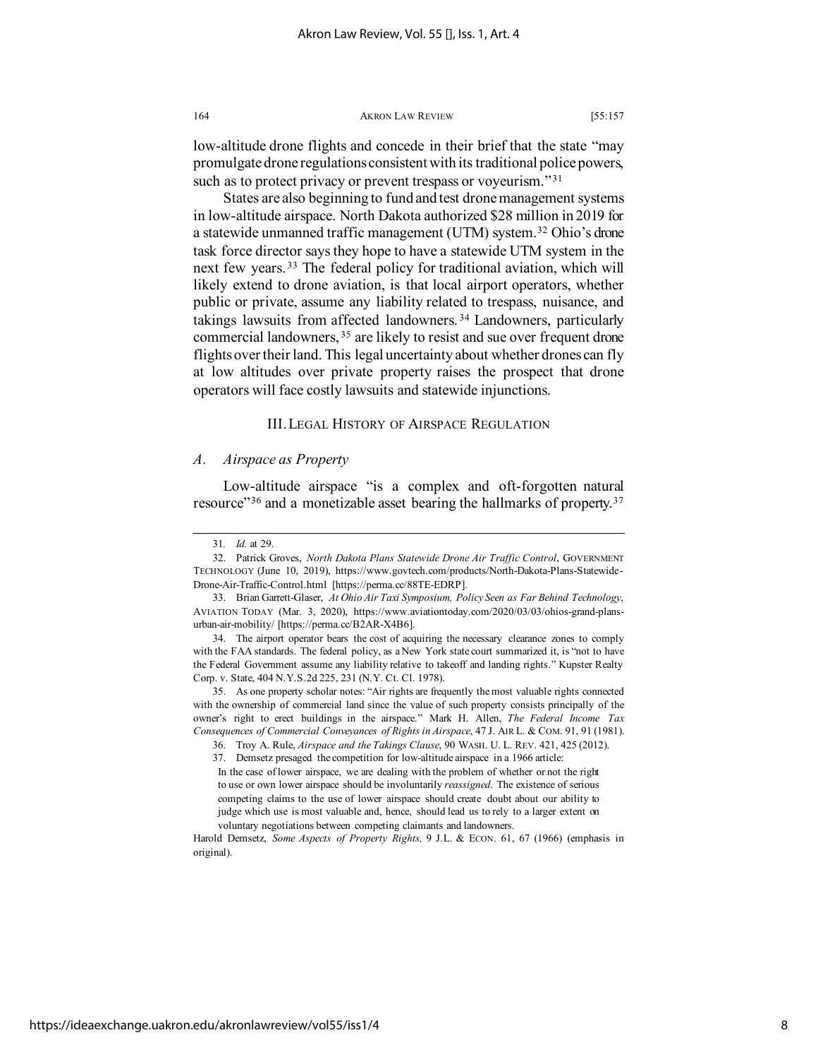low-altitude drone flights and concede in their brief that the state "may promulgate drone regulations consistent with its traditional police powers, such as to protect privacy or prevent trespass or voyeurism."[31]

States are also beginning to fund and test drone management systems in low-altitude airspace. North Dakota authorized $28 million in 2019 for a statewide unmanned traffic management (UTM) system.[32] Ohio's drone task force director says they hope to have a statewide UTM system in the next few years.[33] The federal policy for traditional aviation, which will likely extend to drone aviation, is that local airport operators, whether public or private, assume any liability related to trespass, nuisance, and takings lawsuits from affected landowners.[34] Landowners, particularly commercial landowners,[35] are likely to resist and sue over frequent drone flights over their land. This legal uncertainty about whether drones can fly at low altitudes over private property raises the prospect that drone operators will face costly lawsuits and statewide injunctions.

## III. Legal History of Airspace Regulation

### *A. Airspace as Property*

Low-altitude airspace "is a complex and oft-forgotten natural resource"[36] and a monetizable asset bearing the hallmarks of property.[37]

---

31. *Id.* at 29.

32. Patrick Groves, *North Dakota Plans Statewide Drone Air Traffic Control*, GOVERNMENT TECHNOLOGY (June 10, 2019), https://www.govtech.com/products/North-Dakota-Plans-Statewide-Drone-Air-Traffic-Control.html [https://perma.cc/88TE-EDRP].

33. Brian Garrett-Glaser, *At Ohio Air Taxi Symposium, Policy Seen as Far Behind Technology*, AVIATION TODAY (Mar. 3, 2020), https://www.aviationtoday.com/2020/03/03/ohios-grand-plans-urban-air-mobility/ [https://perma.cc/B2AR-X4B6].

34. The airport operator bears the cost of acquiring the necessary clearance zones to comply with the FAA standards. The federal policy, as a New York state court summarized it, is "not to have the Federal Government assume any liability relative to takeoff and landing rights." Kupster Realty Corp. v. State, 404 N.Y.S.2d 225, 231 (N.Y. Ct. Cl. 1978).

35. As one property scholar notes: "Air rights are frequently the most valuable rights connected with the ownership of commercial land since the value of such property consists principally of the owner's right to erect buildings in the airspace." Mark H. Allen, *The Federal Income Tax Consequences of Commercial Conveyances of Rights in Airspace*, 47 J. AIR L. & COM. 91, 91 (1981).

36. Troy A. Rule, *Airspace and the Takings Clause*, 90 WASH. U. L. REV. 421, 425 (2012).

37. Demsetz presaged the competition for low-altitude airspace in a 1966 article:

> In the case of lower airspace, we are dealing with the problem of whether or not the right to use or own lower airspace should be involuntarily *reassigned*. The existence of serious competing claims to the use of lower airspace should create doubt about our ability to judge which use is most valuable and, hence, should lead us to rely to a larger extent on voluntary negotiations between competing claimants and landowners.

Harold Demsetz, *Some Aspects of Property Rights,* 9 J.L. & ECON. 61, 67 (1966) (emphasis in original).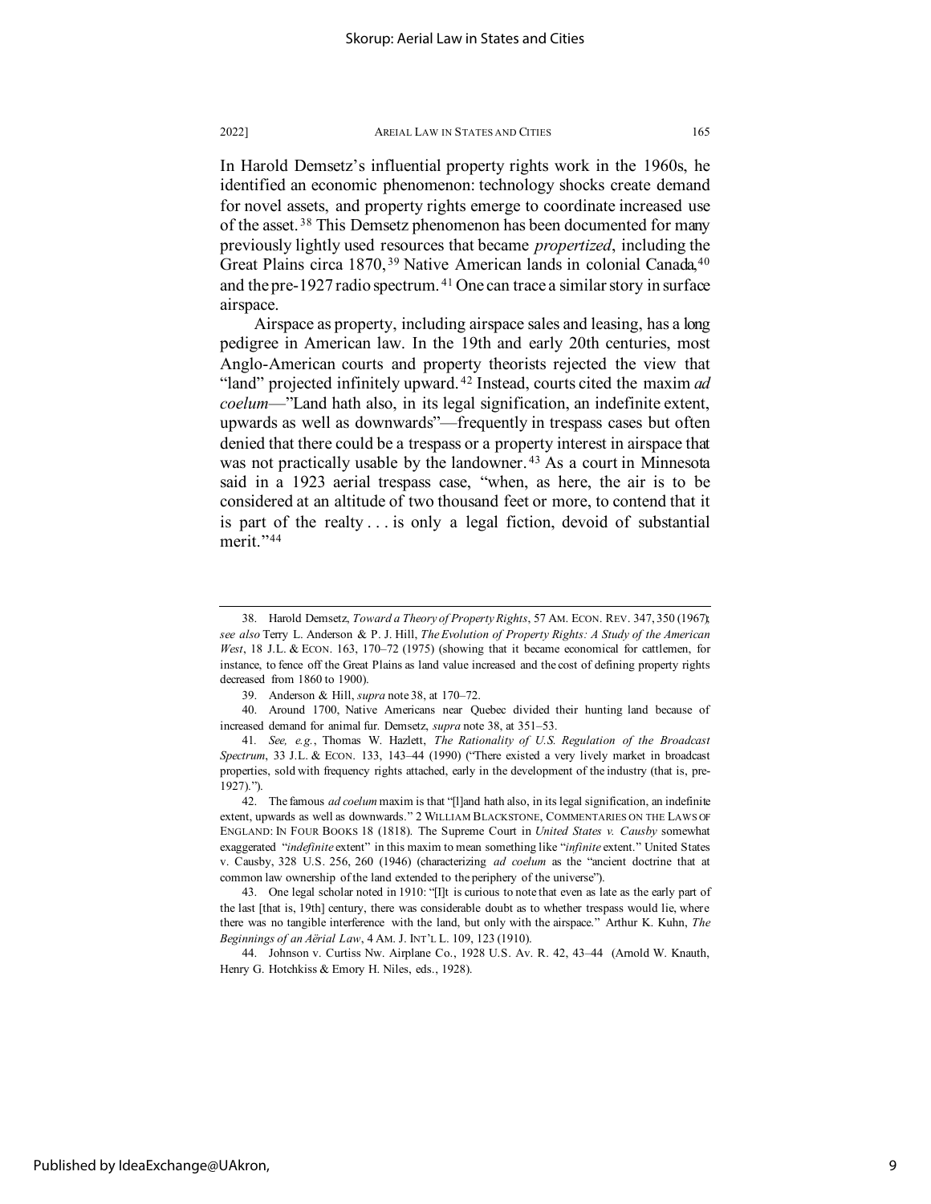In Harold Demsetz's influential property rights work in the 1960s, he identified an economic phenomenon: technology shocks create demand for novel assets, and property rights emerge to coordinate increased use of the asset.[38] This Demsetz phenomenon has been documented for many previously lightly used resources that became *propertized*, including the Great Plains circa 1870,[39] Native American lands in colonial Canada,[40] and the pre-1927 radio spectrum.[41] One can trace a similar story in surface airspace.

Airspace as property, including airspace sales and leasing, has a long pedigree in American law. In the 19th and early 20th centuries, most Anglo-American courts and property theorists rejected the view that "land" projected infinitely upward.[42] Instead, courts cited the maxim *ad coelum*—"Land hath also, in its legal signification, an indefinite extent, upwards as well as downwards"—frequently in trespass cases but often denied that there could be a trespass or a property interest in airspace that was not practically usable by the landowner.[43] As a court in Minnesota said in a 1923 aerial trespass case, "when, as here, the air is to be considered at an altitude of two thousand feet or more, to contend that it is part of the realty . . . is only a legal fiction, devoid of substantial merit."[44]

---

38. Harold Demsetz, *Toward a Theory of Property Rights*, 57 AM. ECON. REV. 347, 350 (1967); *see also* Terry L. Anderson & P. J. Hill, *The Evolution of Property Rights: A Study of the American West*, 18 J.L. & ECON. 163, 170–72 (1975) (showing that it became economical for cattlemen, for instance, to fence off the Great Plains as land value increased and the cost of defining property rights decreased from 1860 to 1900).

39. Anderson & Hill, *supra* note 38, at 170–72.

40. Around 1700, Native Americans near Quebec divided their hunting land because of increased demand for animal fur. Demsetz, *supra* note 38, at 351–53.

41. *See, e.g.*, Thomas W. Hazlett, *The Rationality of U.S. Regulation of the Broadcast Spectrum*, 33 J.L. & ECON. 133, 143–44 (1990) ("There existed a very lively market in broadcast properties, sold with frequency rights attached, early in the development of the industry (that is, pre-1927).").

42. The famous *ad coelum* maxim is that "[l]and hath also, in its legal signification, an indefinite extent, upwards as well as downwards." 2 WILLIAM BLACKSTONE, COMMENTARIES ON THE LAWS OF ENGLAND: IN FOUR BOOKS 18 (1818). The Supreme Court in *United States v. Causby* somewhat exaggerated "*indefinite* extent" in this maxim to mean something like "*infinite* extent." United States v. Causby, 328 U.S. 256, 260 (1946) (characterizing *ad coelum* as the "ancient doctrine that at common law ownership of the land extended to the periphery of the universe").

43. One legal scholar noted in 1910: "[I]t is curious to note that even as late as the early part of the last [that is, 19th] century, there was considerable doubt as to whether trespass would lie, where there was no tangible interference with the land, but only with the airspace." Arthur K. Kuhn, *The Beginnings of an Aërial Law*, 4 AM. J. INT'L L. 109, 123 (1910).

44. Johnson v. Curtiss Nw. Airplane Co., 1928 U.S. Av. R. 42, 43–44 (Arnold W. Knauth, Henry G. Hotchkiss & Emory H. Niles, eds., 1928).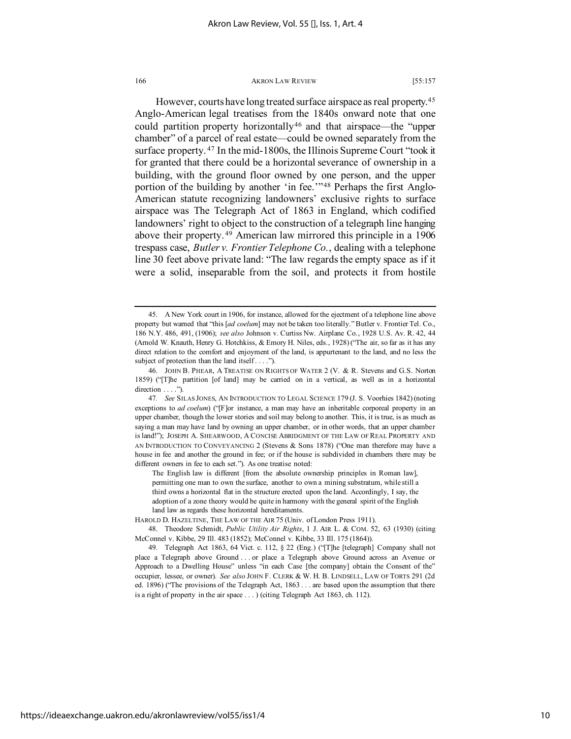However, courts have long treated surface airspace as real property.[45] Anglo-American legal treatises from the 1840s onward note that one could partition property horizontally[46] and that airspace—the "upper chamber" of a parcel of real estate—could be owned separately from the surface property.[47] In the mid-1800s, the Illinois Supreme Court "took it for granted that there could be a horizontal severance of ownership in a building, with the ground floor owned by one person, and the upper portion of the building by another 'in fee.'"[48] Perhaps the first Anglo-American statute recognizing landowners' exclusive rights to surface airspace was The Telegraph Act of 1863 in England, which codified landowners' right to object to the construction of a telegraph line hanging above their property.[49] American law mirrored this principle in a 1906 trespass case, *Butler v. Frontier Telephone Co.*, dealing with a telephone line 30 feet above private land: "The law regards the empty space as if it were a solid, inseparable from the soil, and protects it from hostile

---

45. A New York court in 1906, for instance, allowed for the ejectment of a telephone line above property but warned that "this [*ad coelum*] may not be taken too literally." Butler v. Frontier Tel. Co., 186 N.Y. 486, 491, (1906); *see also* Johnson v. Curtiss Nw. Airplane Co., 1928 U.S. Av. R. 42, 44 (Arnold W. Knauth, Henry G. Hotchkiss, & Emory H. Niles, eds., 1928) ("The air, so far as it has any direct relation to the comfort and enjoyment of the land, is appurtenant to the land, and no less the subject of protection than the land itself . . . .").

46. JOHN B. PHEAR, A TREATISE ON RIGHTS OF WATER 2 (V. & R. Stevens and G.S. Norton 1859) ("[T]he partition [of land] may be carried on in a vertical, as well as in a horizontal direction . . . .").

47. *See* SILAS JONES, AN INTRODUCTION TO LEGAL SCIENCE 179 (J. S. Voorhies 1842) (noting exceptions to *ad coelum*) ("[F]or instance, a man may have an inheritable corporeal property in an upper chamber, though the lower stories and soil may belong to another. This, it is true, is as much as saying a man may have land by owning an upper chamber, or in other words, that an upper chamber is land!"); JOSEPH A. SHEARWOOD, A CONCISE ABRIDGMENT OF THE LAW OF REAL PROPERTY AND AN INTRODUCTION TO CONVEYANCING 2 (Stevens & Sons 1878) ("One man therefore may have a house in fee and another the ground in fee; or if the house is subdivided in chambers there may be different owners in fee to each set."). As one treatise noted:

> The English law is different [from the absolute ownership principles in Roman law], permitting one man to own the surface, another to own a mining substratum, while still a third owns a horizontal flat in the structure erected upon the land. Accordingly, I say, the adoption of a zone theory would be quite in harmony with the general spirit of the English land law as regards these horizontal hereditaments.

HAROLD D. HAZELTINE, THE LAW OF THE AIR 75 (Univ. of London Press 1911).

48. Theodore Schmidt, *Public Utility Air Rights*, 1 J. AIR L. & COM. 52, 63 (1930) (citing McConnel v. Kibbe, 29 Ill. 483 (1852); McConnel v. Kibbe, 33 Ill. 175 (1864)).

49. Telegraph Act 1863, 64 Vict. c. 112, § 22 (Eng.) ("[T]he [telegraph] Company shall not place a Telegraph above Ground . . . or place a Telegraph above Ground across an Avenue or Approach to a Dwelling House" unless "in each Case [the company] obtain the Consent of the" occupier, lessee, or owner). *See also* JOHN F. CLERK & W. H. B. LINDSELL, LAW OF TORTS 291 (2d ed. 1896) ("The provisions of the Telegraph Act, 1863 . . . are based upon the assumption that there is a right of property in the air space . . . ) (citing Telegraph Act 1863, ch. 112).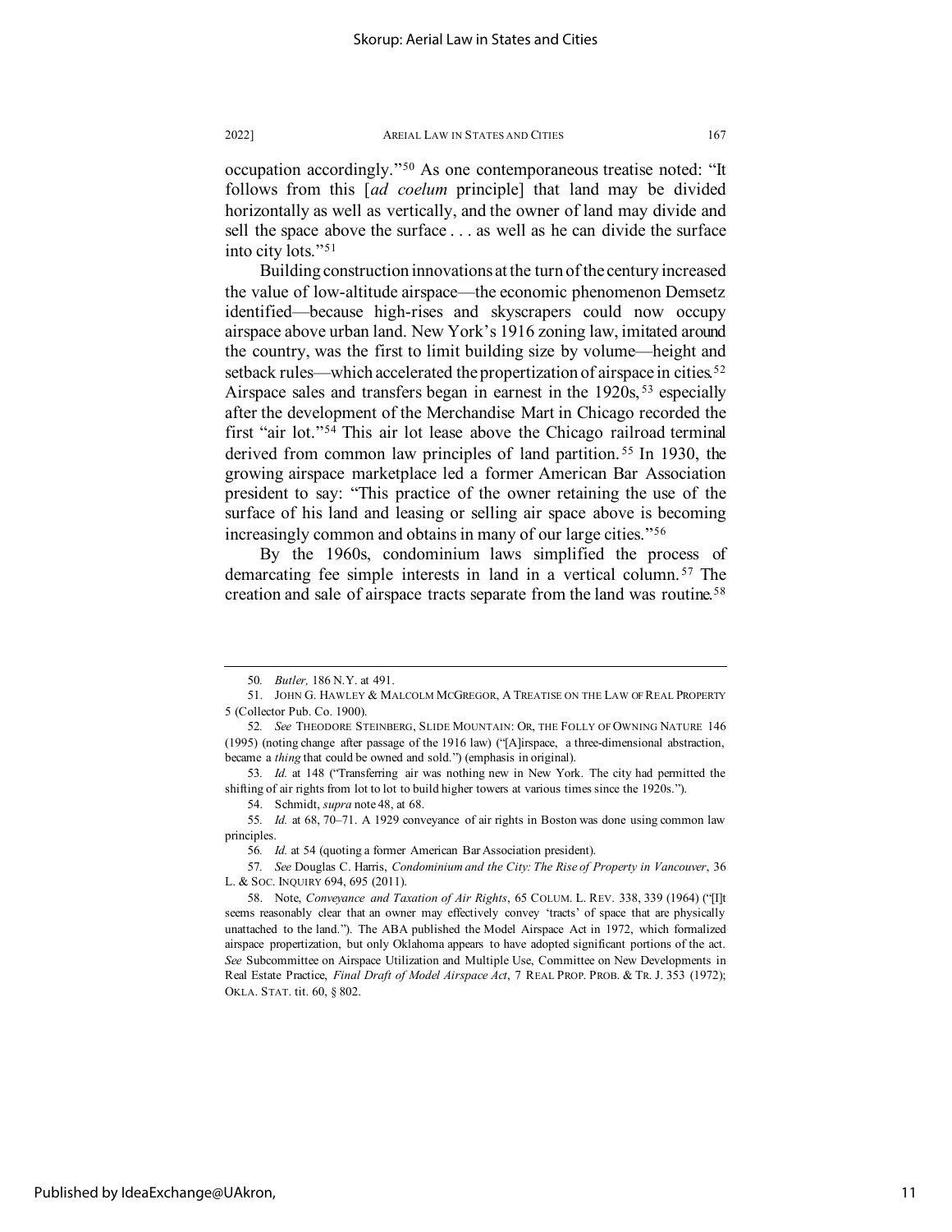occupation accordingly."[50] As one contemporaneous treatise noted: "It follows from this [*ad coelum* principle] that land may be divided horizontally as well as vertically, and the owner of land may divide and sell the space above the surface . . . as well as he can divide the surface into city lots."[51]

Building construction innovations at the turn of the century increased the value of low-altitude airspace—the economic phenomenon Demsetz identified—because high-rises and skyscrapers could now occupy airspace above urban land. New York's 1916 zoning law, imitated around the country, was the first to limit building size by volume—height and setback rules—which accelerated the propertization of airspace in cities.[52] Airspace sales and transfers began in earnest in the 1920s,[53] especially after the development of the Merchandise Mart in Chicago recorded the first "air lot."[54] This air lot lease above the Chicago railroad terminal derived from common law principles of land partition.[55] In 1930, the growing airspace marketplace led a former American Bar Association president to say: "This practice of the owner retaining the use of the surface of his land and leasing or selling air space above is becoming increasingly common and obtains in many of our large cities."[56]

By the 1960s, condominium laws simplified the process of demarcating fee simple interests in land in a vertical column.[57] The creation and sale of airspace tracts separate from the land was routine.[58]

---

50. *Butler,* 186 N.Y. at 491.

51. JOHN G. HAWLEY & MALCOLM MCGREGOR, A TREATISE ON THE LAW OF REAL PROPERTY 5 (Collector Pub. Co. 1900).

52. *See* THEODORE STEINBERG, SLIDE MOUNTAIN: OR, THE FOLLY OF OWNING NATURE 146 (1995) (noting change after passage of the 1916 law) ("[A]irspace, a three-dimensional abstraction, became a *thing* that could be owned and sold.") (emphasis in original).

53. *Id.* at 148 ("Transferring air was nothing new in New York. The city had permitted the shifting of air rights from lot to lot to build higher towers at various times since the 1920s.").

54. Schmidt, *supra* note 48, at 68.

55. *Id.* at 68, 70–71. A 1929 conveyance of air rights in Boston was done using common law principles.

56. *Id.* at 54 (quoting a former American Bar Association president).

57. *See* Douglas C. Harris, *Condominium and the City: The Rise of Property in Vancouver*, 36 L. & SOC. INQUIRY 694, 695 (2011).

58. Note, *Conveyance and Taxation of Air Rights*, 65 COLUM. L. REV. 338, 339 (1964) ("[I]t seems reasonably clear that an owner may effectively convey 'tracts' of space that are physically unattached to the land."). The ABA published the Model Airspace Act in 1972, which formalized airspace propertization, but only Oklahoma appears to have adopted significant portions of the act. *See* Subcommittee on Airspace Utilization and Multiple Use, Committee on New Developments in Real Estate Practice, *Final Draft of Model Airspace Act*, 7 REAL PROP. PROB. & TR. J. 353 (1972); OKLA. STAT. tit. 60, § 802.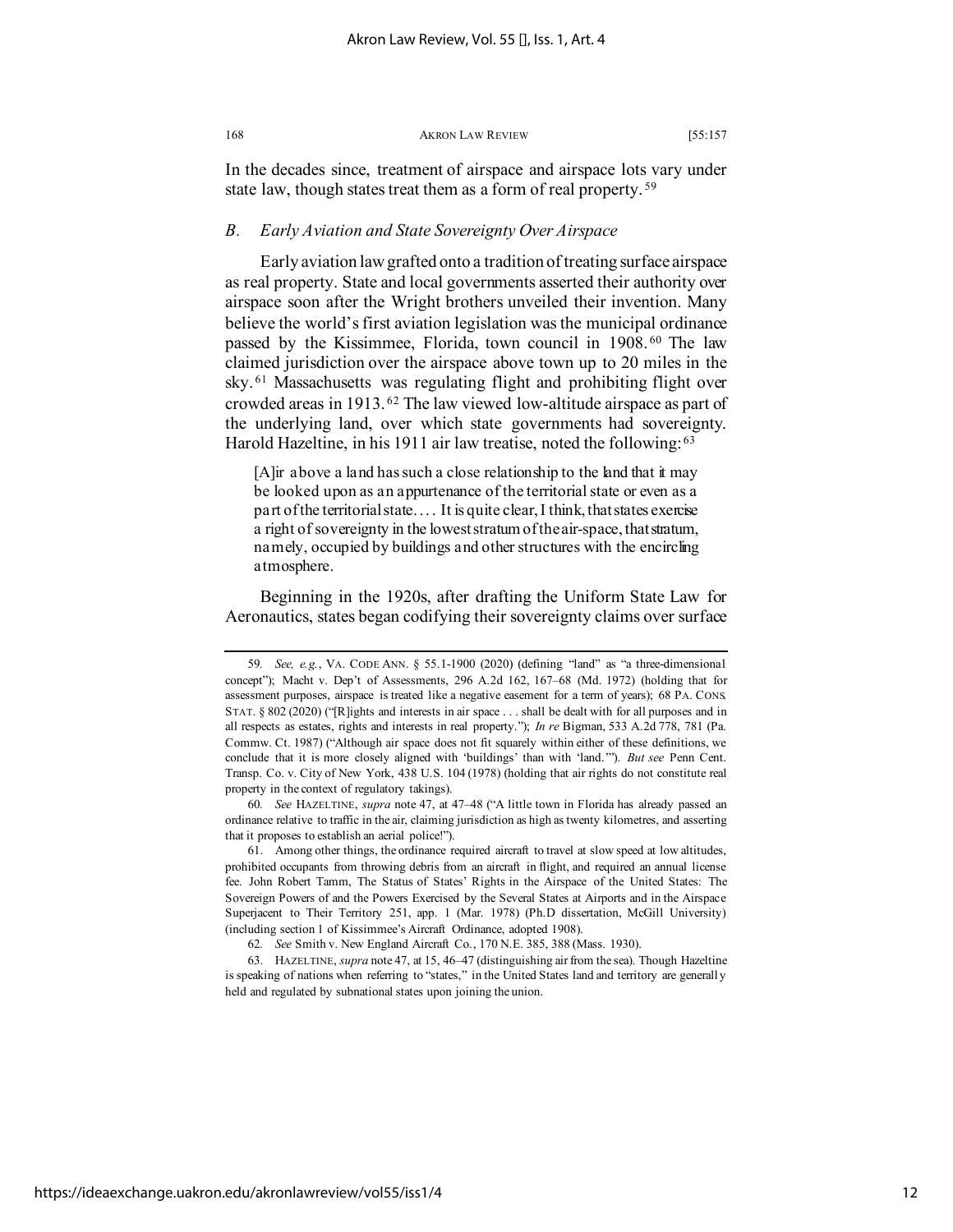In the decades since, treatment of airspace and airspace lots vary under state law, though states treat them as a form of real property.[59]

### *B. Early Aviation and State Sovereignty Over Airspace*

Early aviation law grafted onto a tradition of treating surface airspace as real property. State and local governments asserted their authority over airspace soon after the Wright brothers unveiled their invention. Many believe the world's first aviation legislation was the municipal ordinance passed by the Kissimmee, Florida, town council in 1908.[60] The law claimed jurisdiction over the airspace above town up to 20 miles in the sky.[61] Massachusetts was regulating flight and prohibiting flight over crowded areas in 1913.[62] The law viewed low-altitude airspace as part of the underlying land, over which state governments had sovereignty. Harold Hazeltine, in his 1911 air law treatise, noted the following:[63]

> [A]ir above a land has such a close relationship to the land that it may be looked upon as an appurtenance of the territorial state or even as a part of the territorial state. . . . It is quite clear, I think, that states exercise a right of sovereignty in the lowest stratum of the air-space, that stratum, namely, occupied by buildings and other structures with the encircling atmosphere.

Beginning in the 1920s, after drafting the Uniform State Law for Aeronautics, states began codifying their sovereignty claims over surface

---

59. *See, e.g.*, VA. CODE ANN. § 55.1-1900 (2020) (defining "land" as "a three-dimensional concept"); Macht v. Dep't of Assessments, 296 A.2d 162, 167–68 (Md. 1972) (holding that for assessment purposes, airspace is treated like a negative easement for a term of years); 68 PA. CONS. STAT. § 802 (2020) ("[R]ights and interests in air space . . . shall be dealt with for all purposes and in all respects as estates, rights and interests in real property."); *In re* Bigman, 533 A.2d 778, 781 (Pa. Commw. Ct. 1987) ("Although air space does not fit squarely within either of these definitions, we conclude that it is more closely aligned with 'buildings' than with 'land.'"). *But see* Penn Cent. Transp. Co. v. City of New York, 438 U.S. 104 (1978) (holding that air rights do not constitute real property in the context of regulatory takings).

60. *See* HAZELTINE, *supra* note 47, at 47–48 ("A little town in Florida has already passed an ordinance relative to traffic in the air, claiming jurisdiction as high as twenty kilometres, and asserting that it proposes to establish an aerial police!").

61. Among other things, the ordinance required aircraft to travel at slow speed at low altitudes, prohibited occupants from throwing debris from an aircraft in flight, and required an annual license fee. John Robert Tamm, The Status of States' Rights in the Airspace of the United States: The Sovereign Powers of and the Powers Exercised by the Several States at Airports and in the Airspace Superjacent to Their Territory 251, app. 1 (Mar. 1978) (Ph.D dissertation, McGill University) (including section 1 of Kissimmee's Aircraft Ordinance, adopted 1908).

62. *See* Smith v. New England Aircraft Co., 170 N.E. 385, 388 (Mass. 1930).

63. HAZELTINE, *supra* note 47, at 15, 46–47 (distinguishing air from the sea). Though Hazeltine is speaking of nations when referring to "states," in the United States land and territory are generally held and regulated by subnational states upon joining the union.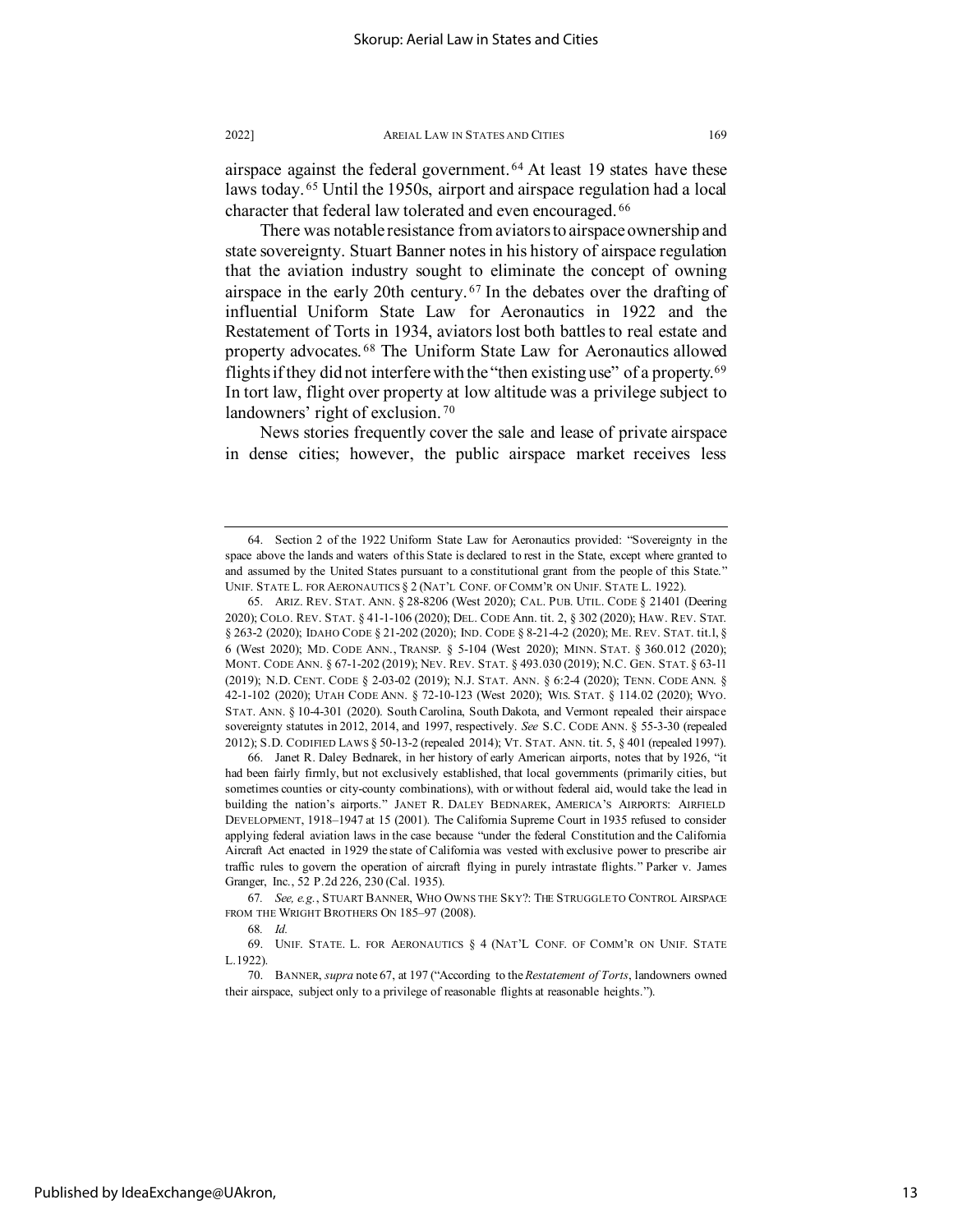airspace against the federal government.[64] At least 19 states have these laws today.[65] Until the 1950s, airport and airspace regulation had a local character that federal law tolerated and even encouraged.[66]

There was notable resistance from aviators to airspace ownership and state sovereignty. Stuart Banner notes in his history of airspace regulation that the aviation industry sought to eliminate the concept of owning airspace in the early 20th century.[67] In the debates over the drafting of influential Uniform State Law for Aeronautics in 1922 and the Restatement of Torts in 1934, aviators lost both battles to real estate and property advocates.[68] The Uniform State Law for Aeronautics allowed flights if they did not interfere with the "then existing use" of a property.[69] In tort law, flight over property at low altitude was a privilege subject to landowners' right of exclusion.[70]

News stories frequently cover the sale and lease of private airspace in dense cities; however, the public airspace market receives less

---

64. Section 2 of the 1922 Uniform State Law for Aeronautics provided: "Sovereignty in the space above the lands and waters of this State is declared to rest in the State, except where granted to and assumed by the United States pursuant to a constitutional grant from the people of this State." UNIF. STATE L. FOR AERONAUTICS § 2 (NAT'L CONF. OF COMM'R ON UNIF. STATE L. 1922).

65. ARIZ. REV. STAT. ANN. § 28-8206 (West 2020); CAL. PUB. UTIL. CODE § 21401 (Deering 2020); COLO. REV. STAT. § 41-1-106 (2020); DEL. CODE Ann. tit. 2, § 302 (2020); HAW. REV. STAT. § 263-2 (2020); IDAHO CODE § 21-202 (2020); IND. CODE § 8-21-4-2 (2020); ME. REV. STAT. tit.1, § 6 (West 2020); MD. CODE ANN., TRANSP. § 5-104 (West 2020); MINN. STAT. § 360.012 (2020); MONT. CODE ANN. § 67-1-202 (2019); NEV. REV. STAT. § 493.030 (2019); N.C. GEN. STAT. § 63-11 (2019); N.D. CENT. CODE § 2-03-02 (2019); N.J. STAT. ANN. § 6:2-4 (2020); TENN. CODE ANN. § 42-1-102 (2020); UTAH CODE ANN. § 72-10-123 (West 2020); WIS. STAT. § 114.02 (2020); WYO. STAT. ANN. § 10-4-301 (2020). South Carolina, South Dakota, and Vermont repealed their airspace sovereignty statutes in 2012, 2014, and 1997, respectively. *See* S.C. CODE ANN. § 55-3-30 (repealed 2012); S.D. CODIFIED LAWS § 50-13-2 (repealed 2014); VT. STAT. ANN. tit. 5, § 401 (repealed 1997).

66. Janet R. Daley Bednarek, in her history of early American airports, notes that by 1926, "it had been fairly firmly, but not exclusively established, that local governments (primarily cities, but sometimes counties or city-county combinations), with or without federal aid, would take the lead in building the nation's airports." JANET R. DALEY BEDNAREK, AMERICA'S AIRPORTS: AIRFIELD DEVELOPMENT, 1918–1947 at 15 (2001). The California Supreme Court in 1935 refused to consider applying federal aviation laws in the case because "under the federal Constitution and the California Aircraft Act enacted in 1929 the state of California was vested with exclusive power to prescribe air traffic rules to govern the operation of aircraft flying in purely intrastate flights." Parker v. James Granger, Inc., 52 P.2d 226, 230 (Cal. 1935).

67. *See, e.g.*, STUART BANNER, WHO OWNS THE SKY?: THE STRUGGLE TO CONTROL AIRSPACE FROM THE WRIGHT BROTHERS ON 185–97 (2008).

68. *Id.*

69. UNIF. STATE. L. FOR AERONAUTICS § 4 (NAT'L CONF. OF COMM'R ON UNIF. STATE L.1922).

70. BANNER, *supra* note 67, at 197 ("According to the *Restatement of Torts*, landowners owned their airspace, subject only to a privilege of reasonable flights at reasonable heights.").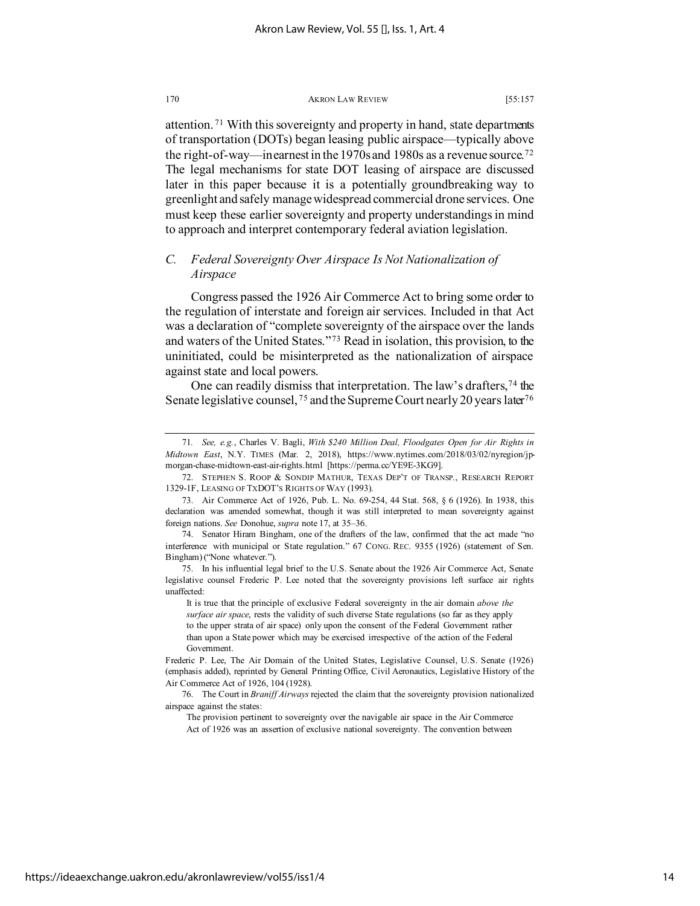attention.[71] With this sovereignty and property in hand, state departments of transportation (DOTs) began leasing public airspace—typically above the right-of-way—in earnest in the 1970s and 1980s as a revenue source.[72] The legal mechanisms for state DOT leasing of airspace are discussed later in this paper because it is a potentially groundbreaking way to greenlight and safely manage widespread commercial drone services. One must keep these earlier sovereignty and property understandings in mind to approach and interpret contemporary federal aviation legislation.

### *C. Federal Sovereignty Over Airspace Is Not Nationalization of Airspace*

Congress passed the 1926 Air Commerce Act to bring some order to the regulation of interstate and foreign air services. Included in that Act was a declaration of "complete sovereignty of the airspace over the lands and waters of the United States."[73] Read in isolation, this provision, to the uninitiated, could be misinterpreted as the nationalization of airspace against state and local powers.

One can readily dismiss that interpretation. The law's drafters,[74] the Senate legislative counsel,[75] and the Supreme Court nearly 20 years later[76]

---

71. *See, e.g.*, Charles V. Bagli, *With $240 Million Deal, Floodgates Open for Air Rights in Midtown East*, N.Y. TIMES (Mar. 2, 2018), https://www.nytimes.com/2018/03/02/nyregion/jp-morgan-chase-midtown-east-air-rights.html [https://perma.cc/YE9E-3KG9].

72. STEPHEN S. ROOP & SONDIP MATHUR, TEXAS DEP'T OF TRANSP., RESEARCH REPORT 1329-1F, LEASING OF TXDOT'S RIGHTS OF WAY (1993).

73. Air Commerce Act of 1926, Pub. L. No. 69-254, 44 Stat. 568, § 6 (1926). In 1938, this declaration was amended somewhat, though it was still interpreted to mean sovereignty against foreign nations. *See* Donohue, *supra* note 17, at 35–36.

74. Senator Hiram Bingham, one of the drafters of the law, confirmed that the act made "no interference with municipal or State regulation." 67 CONG. REC. 9355 (1926) (statement of Sen. Bingham) ("None whatever.").

75. In his influential legal brief to the U.S. Senate about the 1926 Air Commerce Act, Senate legislative counsel Frederic P. Lee noted that the sovereignty provisions left surface air rights unaffected:

> It is true that the principle of exclusive Federal sovereignty in the air domain *above the surface air space*, rests the validity of such diverse State regulations (so far as they apply to the upper strata of air space) only upon the consent of the Federal Government rather than upon a State power which may be exercised irrespective of the action of the Federal Government.

Frederic P. Lee, The Air Domain of the United States, Legislative Counsel, U.S. Senate (1926) (emphasis added), reprinted by General Printing Office, Civil Aeronautics, Legislative History of the Air Commerce Act of 1926, 104 (1928).

76. The Court in *Braniff Airways* rejected the claim that the sovereignty provision nationalized airspace against the states:

> The provision pertinent to sovereignty over the navigable air space in the Air Commerce Act of 1926 was an assertion of exclusive national sovereignty. The convention between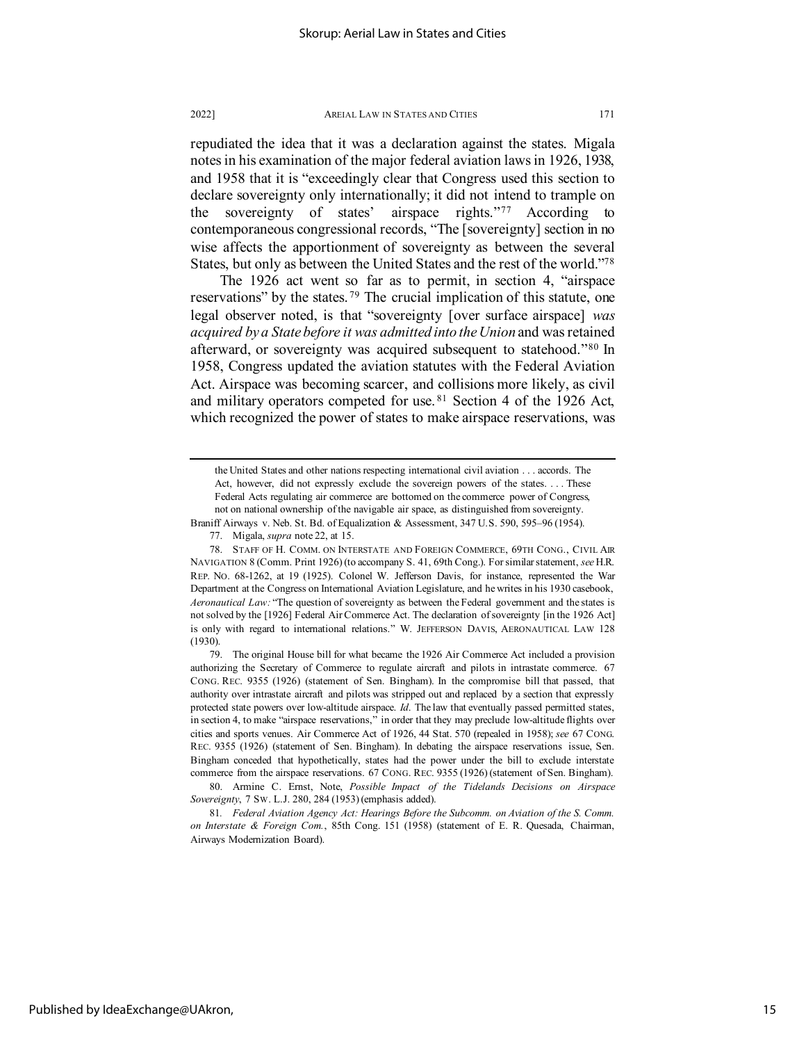repudiated the idea that it was a declaration against the states. Migala notes in his examination of the major federal aviation laws in 1926, 1938, and 1958 that it is "exceedingly clear that Congress used this section to declare sovereignty only internationally; it did not intend to trample on the sovereignty of states' airspace rights."[77] According to contemporaneous congressional records, "The [sovereignty] section in no wise affects the apportionment of sovereignty as between the several States, but only as between the United States and the rest of the world."[78]

The 1926 act went so far as to permit, in section 4, "airspace reservations" by the states.[79] The crucial implication of this statute, one legal observer noted, is that "sovereignty [over surface airspace] *was acquired by a State before it was admitted into the Union* and was retained afterward, or sovereignty was acquired subsequent to statehood."[80] In 1958, Congress updated the aviation statutes with the Federal Aviation Act. Airspace was becoming scarcer, and collisions more likely, as civil and military operators competed for use.[81] Section 4 of the 1926 Act, which recognized the power of states to make airspace reservations, was

---

the United States and other nations respecting international civil aviation . . . accords. The Act, however, did not expressly exclude the sovereign powers of the states. . . . These Federal Acts regulating air commerce are bottomed on the commerce power of Congress, not on national ownership of the navigable air space, as distinguished from sovereignty.

Braniff Airways v. Neb. St. Bd. of Equalization & Assessment, 347 U.S. 590, 595–96 (1954).

77. Migala, *supra* note 22, at 15.

78. STAFF OF H. COMM. ON INTERSTATE AND FOREIGN COMMERCE, 69TH CONG., CIVIL AIR NAVIGATION 8 (Comm. Print 1926) (to accompany S. 41, 69th Cong.). For similar statement, *see* H.R. REP. NO. 68-1262, at 19 (1925). Colonel W. Jefferson Davis, for instance, represented the War Department at the Congress on International Aviation Legislature, and he writes in his 1930 casebook, *Aeronautical Law:* "The question of sovereignty as between the Federal government and the states is not solved by the [1926] Federal Air Commerce Act. The declaration of sovereignty [in the 1926 Act] is only with regard to international relations." W. JEFFERSON DAVIS, AERONAUTICAL LAW 128 (1930).

79. The original House bill for what became the 1926 Air Commerce Act included a provision authorizing the Secretary of Commerce to regulate aircraft and pilots in intrastate commerce. 67 CONG. REC. 9355 (1926) (statement of Sen. Bingham). In the compromise bill that passed, that authority over intrastate aircraft and pilots was stripped out and replaced by a section that expressly protected state powers over low-altitude airspace. *Id.* The law that eventually passed permitted states, in section 4, to make "airspace reservations," in order that they may preclude low-altitude flights over cities and sports venues. Air Commerce Act of 1926, 44 Stat. 570 (repealed in 1958); *see* 67 CONG. REC. 9355 (1926) (statement of Sen. Bingham). In debating the airspace reservations issue, Sen. Bingham conceded that hypothetically, states had the power under the bill to exclude interstate commerce from the airspace reservations. 67 CONG. REC. 9355 (1926) (statement of Sen. Bingham).

80. Armine C. Ernst, Note, *Possible Impact of the Tidelands Decisions on Airspace Sovereignty*, 7 SW. L.J. 280, 284 (1953) (emphasis added).

81. *Federal Aviation Agency Act: Hearings Before the Subcomm. on Aviation of the S. Comm. on Interstate & Foreign Com.*, 85th Cong. 151 (1958) (statement of E. R. Quesada, Chairman, Airways Modernization Board).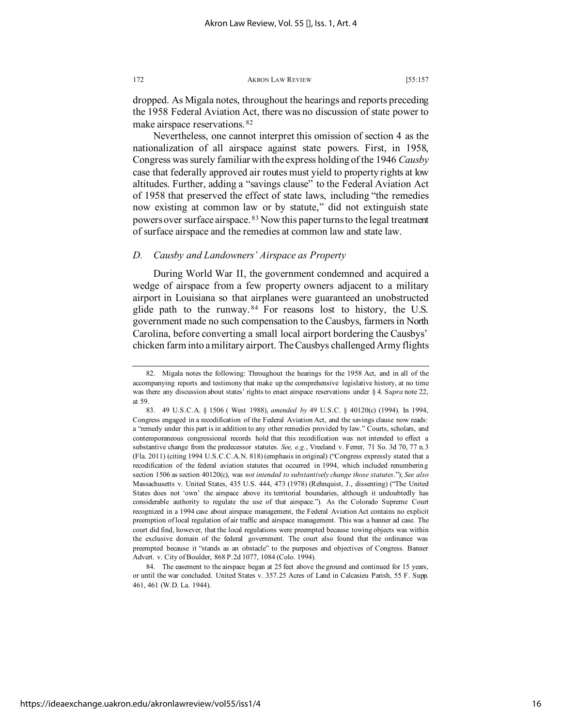dropped. As Migala notes, throughout the hearings and reports preceding the 1958 Federal Aviation Act, there was no discussion of state power to make airspace reservations.[82]

Nevertheless, one cannot interpret this omission of section 4 as the nationalization of all airspace against state powers. First, in 1958, Congress was surely familiar with the express holding of the 1946 *Causby* case that federally approved air routes must yield to property rights at low altitudes. Further, adding a "savings clause" to the Federal Aviation Act of 1958 that preserved the effect of state laws, including "the remedies now existing at common law or by statute," did not extinguish state powers over surface airspace.[83] Now this paper turns to the legal treatment of surface airspace and the remedies at common law and state law.

### *D. Causby and Landowners' Airspace as Property*

During World War II, the government condemned and acquired a wedge of airspace from a few property owners adjacent to a military airport in Louisiana so that airplanes were guaranteed an unobstructed glide path to the runway.[84] For reasons lost to history, the U.S. government made no such compensation to the Causbys, farmers in North Carolina, before converting a small local airport bordering the Causbys' chicken farm into a military airport. The Causbys challenged Army flights

---

82. Migala notes the following: Throughout the hearings for the 1958 Act, and in all of the accompanying reports and testimony that make up the comprehensive legislative history, at no time was there any discussion about states' rights to enact airspace reservations under § 4. S*upra* note 22, at 59.

83. 49 U.S.C.A. § 1506 ( West 1988), *amended by* 49 U.S.C. § 40120(c) (1994). In 1994, Congress engaged in a recodification of the Federal Aviation Act, and the savings clause now reads: a "remedy under this part is in addition to any other remedies provided by law." Courts, scholars, and contemporaneous congressional records hold that this recodification was not intended to effect a substantive change from the predecessor statutes. *See, e.g.*, Vreeland v. Ferrer, 71 So. 3d 70, 77 n.3 (Fla. 2011) (citing 1994 U.S.C.C.A.N. 818) (emphasis in original) ("Congress expressly stated that a recodification of the federal aviation statutes that occurred in 1994, which included renumbering section 1506 as section 40120(c), was *not intended to substantively change those statutes*."); *See also* Massachusetts v. United States, 435 U.S. 444, 473 (1978) (Rehnquist, J., dissenting) ("The United States does not 'own' the airspace above its territorial boundaries, although it undoubtedly has considerable authority to regulate the use of that airspace."). As the Colorado Supreme Court recognized in a 1994 case about airspace management, the Federal Aviation Act contains no explicit preemption of local regulation of air traffic and airspace management. This was a banner ad case. The court did find, however, that the local regulations were preempted because towing objects was within the exclusive domain of the federal government. The court also found that the ordinance was preempted because it "stands as an obstacle" to the purposes and objectives of Congress. Banner Advert. v. City of Boulder, 868 P.2d 1077, 1084 (Colo. 1994).

84. The easement to the airspace began at 25 feet above the ground and continued for 15 years, or until the war concluded. United States v. 357.25 Acres of Land in Calcasieu Parish, 55 F. Supp. 461, 461 (W.D. La. 1944).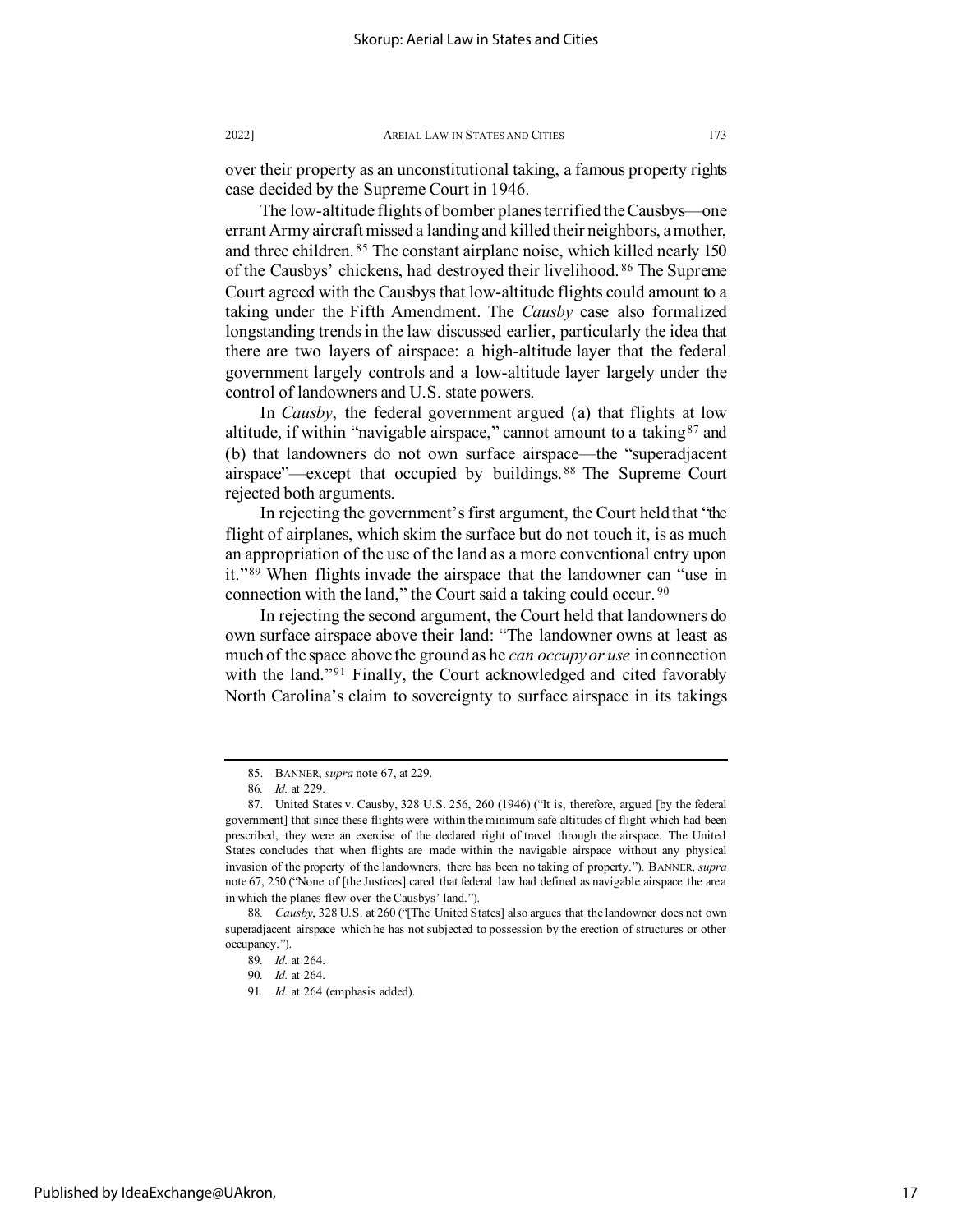over their property as an unconstitutional taking, a famous property rights case decided by the Supreme Court in 1946.

The low-altitude flights of bomber planes terrified the Causbys—one errant Army aircraft missed a landing and killed their neighbors, a mother, and three children.[85] The constant airplane noise, which killed nearly 150 of the Causbys' chickens, had destroyed their livelihood.[86] The Supreme Court agreed with the Causbys that low-altitude flights could amount to a taking under the Fifth Amendment. The *Causby* case also formalized longstanding trends in the law discussed earlier, particularly the idea that there are two layers of airspace: a high-altitude layer that the federal government largely controls and a low-altitude layer largely under the control of landowners and U.S. state powers.

In *Causby*, the federal government argued (a) that flights at low altitude, if within "navigable airspace," cannot amount to a taking[87] and (b) that landowners do not own surface airspace—the "superadjacent airspace"—except that occupied by buildings.[88] The Supreme Court rejected both arguments.

In rejecting the government's first argument, the Court held that "the flight of airplanes, which skim the surface but do not touch it, is as much an appropriation of the use of the land as a more conventional entry upon it."[89] When flights invade the airspace that the landowner can "use in connection with the land," the Court said a taking could occur.[90]

In rejecting the second argument, the Court held that landowners do own surface airspace above their land: "The landowner owns at least as much of the space above the ground as he *can occupy or use* in connection with the land."[91] Finally, the Court acknowledged and cited favorably North Carolina's claim to sovereignty to surface airspace in its takings

---

85. BANNER, *supra* note 67, at 229.

86. *Id.* at 229.

87. United States v. Causby, 328 U.S. 256, 260 (1946) ("It is, therefore, argued [by the federal government] that since these flights were within the minimum safe altitudes of flight which had been prescribed, they were an exercise of the declared right of travel through the airspace. The United States concludes that when flights are made within the navigable airspace without any physical invasion of the property of the landowners, there has been no taking of property."). BANNER, *supra* note 67, 250 ("None of [the Justices] cared that federal law had defined as navigable airspace the area in which the planes flew over the Causbys' land.").

88. *Causby*, 328 U.S. at 260 ("[The United States] also argues that the landowner does not own superadjacent airspace which he has not subjected to possession by the erection of structures or other occupancy.").

89. *Id.* at 264.

90. *Id.* at 264.

91. *Id.* at 264 (emphasis added).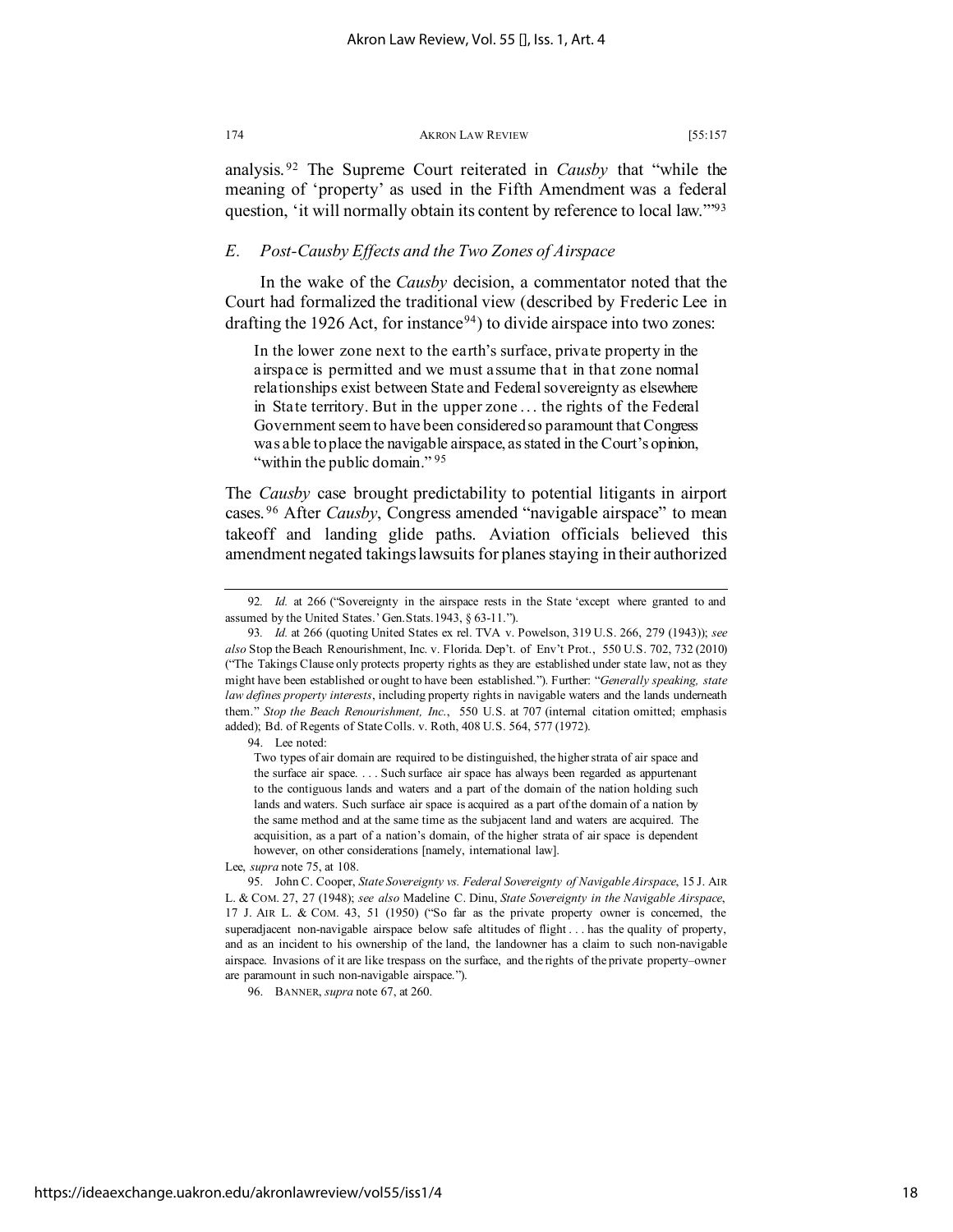analysis.[92] The Supreme Court reiterated in *Causby* that "while the meaning of 'property' as used in the Fifth Amendment was a federal question, 'it will normally obtain its content by reference to local law.'"[93]

### *E. Post-Causby Effects and the Two Zones of Airspace*

In the wake of the *Causby* decision, a commentator noted that the Court had formalized the traditional view (described by Frederic Lee in drafting the 1926 Act, for instance[94]) to divide airspace into two zones:

> In the lower zone next to the earth's surface, private property in the airspace is permitted and we must assume that in that zone normal relationships exist between State and Federal sovereignty as elsewhere in State territory. But in the upper zone . . . the rights of the Federal Government seem to have been considered so paramount that Congress was able to place the navigable airspace, as stated in the Court's opinion, "within the public domain." [95]

The *Causby* case brought predictability to potential litigants in airport cases.[96] After *Causby*, Congress amended "navigable airspace" to mean takeoff and landing glide paths. Aviation officials believed this amendment negated takings lawsuits for planes staying in their authorized

---

92. *Id.* at 266 ("Sovereignty in the airspace rests in the State 'except where granted to and assumed by the United States.' Gen.Stats.1943, § 63-11.").

93. *Id.* at 266 (quoting United States ex rel. TVA v. Powelson, 319 U.S. 266, 279 (1943)); *see also* Stop the Beach Renourishment, Inc. v. Florida. Dep't. of Env't Prot., 550 U.S. 702, 732 (2010) ("The Takings Clause only protects property rights as they are established under state law, not as they might have been established or ought to have been established."). Further: "*Generally speaking, state law defines property interests*, including property rights in navigable waters and the lands underneath them." *Stop the Beach Renourishment, Inc.*, 550 U.S. at 707 (internal citation omitted; emphasis added); Bd. of Regents of State Colls. v. Roth, 408 U.S. 564, 577 (1972).

94. Lee noted:

> Two types of air domain are required to be distinguished, the higher strata of air space and the surface air space. . . . Such surface air space has always been regarded as appurtenant to the contiguous lands and waters and a part of the domain of the nation holding such lands and waters. Such surface air space is acquired as a part of the domain of a nation by the same method and at the same time as the subjacent land and waters are acquired. The acquisition, as a part of a nation's domain, of the higher strata of air space is dependent however, on other considerations [namely, international law].

Lee, *supra* note 75, at 108.

95. John C. Cooper, *State Sovereignty vs. Federal Sovereignty of Navigable Airspace*, 15 J. AIR L. & COM. 27, 27 (1948); *see also* Madeline C. Dinu, *State Sovereignty in the Navigable Airspace*, 17 J. AIR L. & COM. 43, 51 (1950) ("So far as the private property owner is concerned, the superadjacent non-navigable airspace below safe altitudes of flight . . . has the quality of property, and as an incident to his ownership of the land, the landowner has a claim to such non-navigable airspace. Invasions of it are like trespass on the surface, and the rights of the private property–owner are paramount in such non-navigable airspace.").

96. BANNER, *supra* note 67, at 260.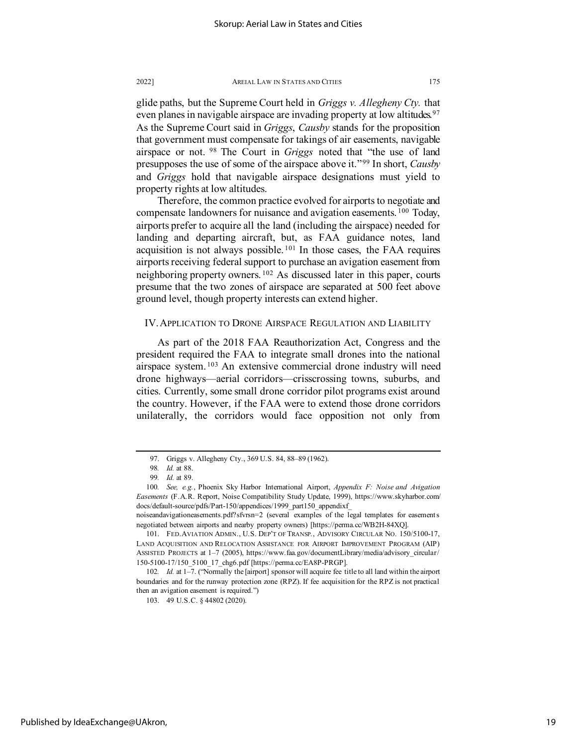glide paths, but the Supreme Court held in *Griggs v. Allegheny Cty.* that even planes in navigable airspace are invading property at low altitudes.[97] As the Supreme Court said in *Griggs*, *Causby* stands for the proposition that government must compensate for takings of air easements, navigable airspace or not. [98] The Court in *Griggs* noted that "the use of land presupposes the use of some of the airspace above it."[99] In short, *Causby* and *Griggs* hold that navigable airspace designations must yield to property rights at low altitudes.

Therefore, the common practice evolved for airports to negotiate and compensate landowners for nuisance and avigation easements. [100] Today, airports prefer to acquire all the land (including the airspace) needed for landing and departing aircraft, but, as FAA guidance notes, land acquisition is not always possible. [101] In those cases, the FAA requires airports receiving federal support to purchase an avigation easement from neighboring property owners. [102] As discussed later in this paper, courts presume that the two zones of airspace are separated at 500 feet above ground level, though property interests can extend higher.

## IV. APPLICATION TO DRONE AIRSPACE REGULATION AND LIABILITY

As part of the 2018 FAA Reauthorization Act, Congress and the president required the FAA to integrate small drones into the national airspace system. [103] An extensive commercial drone industry will need drone highways—aerial corridors—crisscrossing towns, suburbs, and cities. Currently, some small drone corridor pilot programs exist around the country. However, if the FAA were to extend those drone corridors unilaterally, the corridors would face opposition not only from

---

97. Griggs v. Allegheny Cty., 369 U.S. 84, 88–89 (1962).

98. *Id.* at 88.

99. *Id.* at 89.

100. *See, e.g.*, Phoenix Sky Harbor International Airport, *Appendix F: Noise and Avigation Easements* (F.A.R. Report, Noise Compatibility Study Update, 1999), https://www.skyharbor.com/docs/default-source/pdfs/Part-150/appendices/1999_part150_appendixf_noiseandavigationeasements.pdf?sfvrsn=2 (several examples of the legal templates for easements negotiated between airports and nearby property owners) [https://perma.cc/WB2H-84XQ].

101. FED. AVIATION ADMIN., U.S. DEP'T OF TRANSP., ADVISORY CIRCULAR NO. 150/5100-17, LAND ACQUISITION AND RELOCATION ASSISTANCE FOR AIRPORT IMPROVEMENT PROGRAM (AIP) ASSISTED PROJECTS at 1–7 (2005), https://www.faa.gov/documentLibrary/media/advisory_circular/150-5100-17/150_5100_17_chg6.pdf [https://perma.cc/EA8P-PRGP].

102. *Id.* at 1–7. ("Normally the [airport] sponsor will acquire fee title to all land within the airport boundaries and for the runway protection zone (RPZ). If fee acquisition for the RPZ is not practical then an avigation easement is required.")

103. 49 U.S.C. § 44802 (2020).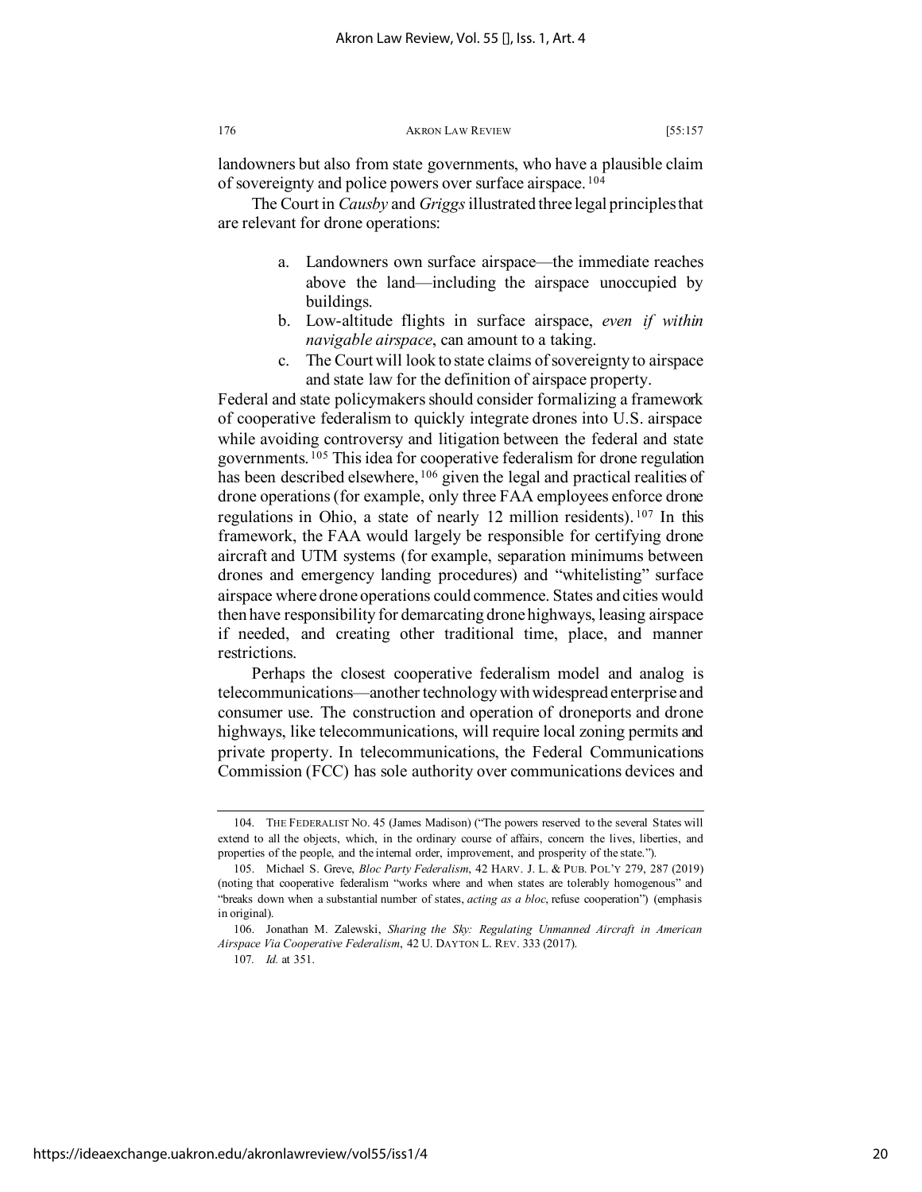landowners but also from state governments, who have a plausible claim of sovereignty and police powers over surface airspace.[104]

The Court in *Causby* and *Griggs* illustrated three legal principles that are relevant for drone operations:

a. Landowners own surface airspace—the immediate reaches above the land—including the airspace unoccupied by buildings.
b. Low-altitude flights in surface airspace, *even if within navigable airspace*, can amount to a taking.
c. The Court will look to state claims of sovereignty to airspace and state law for the definition of airspace property.

Federal and state policymakers should consider formalizing a framework of cooperative federalism to quickly integrate drones into U.S. airspace while avoiding controversy and litigation between the federal and state governments.[105] This idea for cooperative federalism for drone regulation has been described elsewhere,[106] given the legal and practical realities of drone operations (for example, only three FAA employees enforce drone regulations in Ohio, a state of nearly 12 million residents).[107] In this framework, the FAA would largely be responsible for certifying drone aircraft and UTM systems (for example, separation minimums between drones and emergency landing procedures) and "whitelisting" surface airspace where drone operations could commence. States and cities would then have responsibility for demarcating drone highways, leasing airspace if needed, and creating other traditional time, place, and manner restrictions.

Perhaps the closest cooperative federalism model and analog is telecommunications—another technology with widespread enterprise and consumer use. The construction and operation of droneports and drone highways, like telecommunications, will require local zoning permits and private property. In telecommunications, the Federal Communications Commission (FCC) has sole authority over communications devices and

---

104. THE FEDERALIST NO. 45 (James Madison) ("The powers reserved to the several States will extend to all the objects, which, in the ordinary course of affairs, concern the lives, liberties, and properties of the people, and the internal order, improvement, and prosperity of the state.").

105. Michael S. Greve, *Bloc Party Federalism*, 42 HARV. J. L. & PUB. POL'Y 279, 287 (2019) (noting that cooperative federalism "works where and when states are tolerably homogenous" and "breaks down when a substantial number of states, *acting as a bloc*, refuse cooperation") (emphasis in original).

106. Jonathan M. Zalewski, *Sharing the Sky: Regulating Unmanned Aircraft in American Airspace Via Cooperative Federalism*, 42 U. DAYTON L. REV. 333 (2017).

107. *Id.* at 351.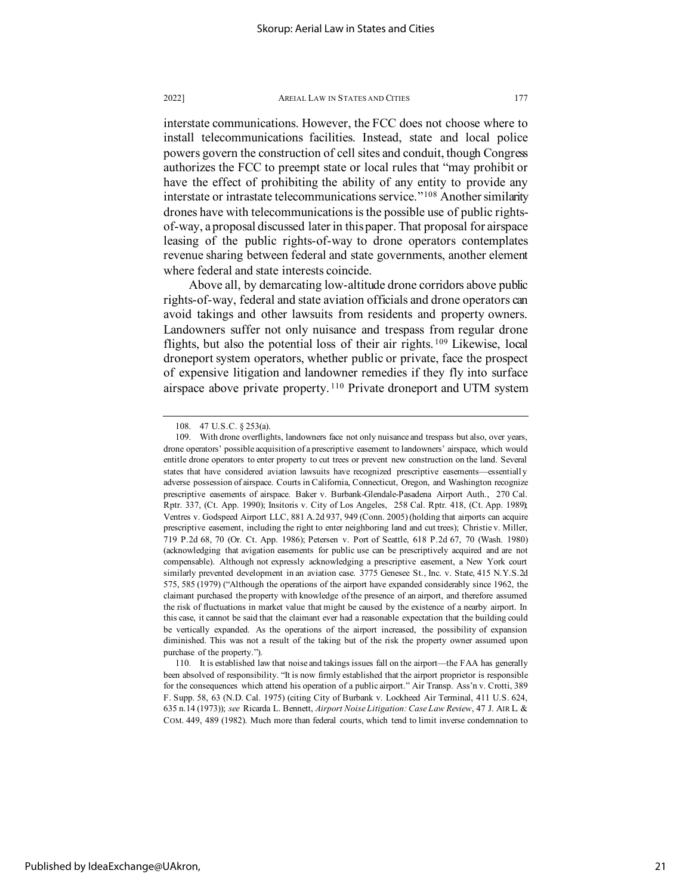interstate communications. However, the FCC does not choose where to install telecommunications facilities. Instead, state and local police powers govern the construction of cell sites and conduit, though Congress authorizes the FCC to preempt state or local rules that "may prohibit or have the effect of prohibiting the ability of any entity to provide any interstate or intrastate telecommunications service."[108] Another similarity drones have with telecommunications is the possible use of public rights-of-way, a proposal discussed later in this paper. That proposal for airspace leasing of the public rights-of-way to drone operators contemplates revenue sharing between federal and state governments, another element where federal and state interests coincide.

Above all, by demarcating low-altitude drone corridors above public rights-of-way, federal and state aviation officials and drone operators can avoid takings and other lawsuits from residents and property owners. Landowners suffer not only nuisance and trespass from regular drone flights, but also the potential loss of their air rights.[109] Likewise, local droneport system operators, whether public or private, face the prospect of expensive litigation and landowner remedies if they fly into surface airspace above private property.[110] Private droneport and UTM system

---

108. 47 U.S.C. § 253(a).

109. With drone overflights, landowners face not only nuisance and trespass but also, over years, drone operators' possible acquisition of a prescriptive easement to landowners' airspace, which would entitle drone operators to enter property to cut trees or prevent new construction on the land. Several states that have considered aviation lawsuits have recognized prescriptive easements—essentially adverse possession of airspace. Courts in California, Connecticut, Oregon, and Washington recognize prescriptive easements of airspace. Baker v. Burbank-Glendale-Pasadena Airport Auth., 270 Cal. Rptr. 337, (Ct. App. 1990); Insitoris v. City of Los Angeles, 258 Cal. Rptr. 418, (Ct. App. 1989); Ventres v. Godspeed Airport LLC, 881 A.2d 937, 949 (Conn. 2005) (holding that airports can acquire prescriptive easement, including the right to enter neighboring land and cut trees); Christie v. Miller, 719 P.2d 68, 70 (Or. Ct. App. 1986); Petersen v. Port of Seattle, 618 P.2d 67, 70 (Wash. 1980) (acknowledging that avigation easements for public use can be prescriptively acquired and are not compensable). Although not expressly acknowledging a prescriptive easement, a New York court similarly prevented development in an aviation case. 3775 Genesee St., Inc. v. State, 415 N.Y.S.2d 575, 585 (1979) ("Although the operations of the airport have expanded considerably since 1962, the claimant purchased the property with knowledge of the presence of an airport, and therefore assumed the risk of fluctuations in market value that might be caused by the existence of a nearby airport. In this case, it cannot be said that the claimant ever had a reasonable expectation that the building could be vertically expanded. As the operations of the airport increased, the possibility of expansion diminished. This was not a result of the taking but of the risk the property owner assumed upon purchase of the property.").

110. It is established law that noise and takings issues fall on the airport—the FAA has generally been absolved of responsibility. "It is now firmly established that the airport proprietor is responsible for the consequences which attend his operation of a public airport." Air Transp. Ass'n v. Crotti, 389 F. Supp. 58, 63 (N.D. Cal. 1975) (citing City of Burbank v. Lockheed Air Terminal, 411 U.S. 624, 635 n.14 (1973)); *see* Ricarda L. Bennett, *Airport Noise Litigation: Case Law Review*, 47 J. AIR L. & COM. 449, 489 (1982). Much more than federal courts, which tend to limit inverse condemnation to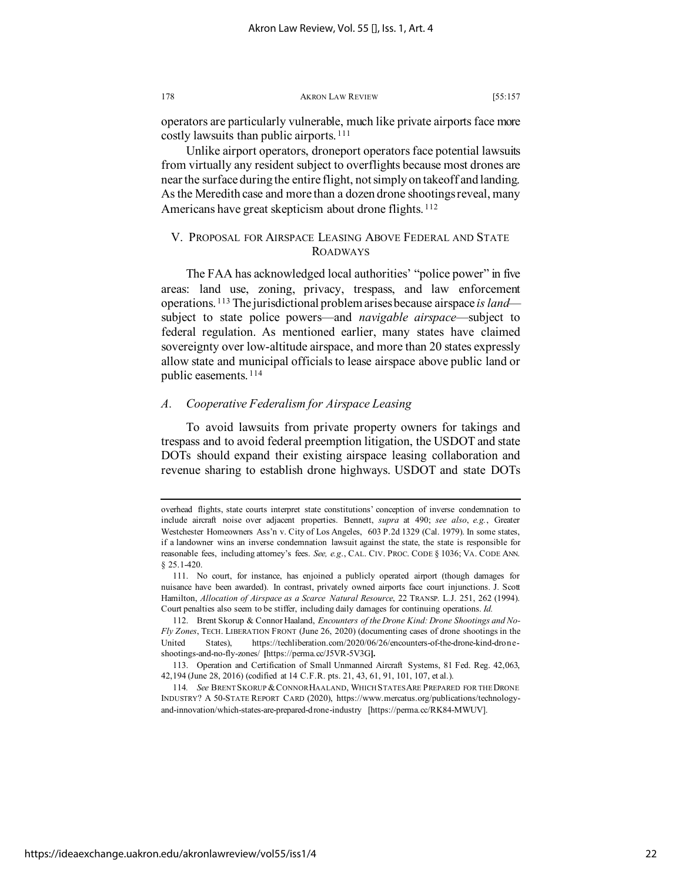operators are particularly vulnerable, much like private airports face more costly lawsuits than public airports.[111]

Unlike airport operators, droneport operators face potential lawsuits from virtually any resident subject to overflights because most drones are near the surface during the entire flight, not simply on takeoff and landing. As the Meredith case and more than a dozen drone shootings reveal, many Americans have great skepticism about drone flights.[112]

## V. Proposal for Airspace Leasing Above Federal and State Roadways

The FAA has acknowledged local authorities' "police power" in five areas: land use, zoning, privacy, trespass, and law enforcement operations.[113] The jurisdictional problem arises because airspace *is land*—subject to state police powers—and *navigable airspace*—subject to federal regulation. As mentioned earlier, many states have claimed sovereignty over low-altitude airspace, and more than 20 states expressly allow state and municipal officials to lease airspace above public land or public easements.[114]

### *A. Cooperative Federalism for Airspace Leasing*

To avoid lawsuits from private property owners for takings and trespass and to avoid federal preemption litigation, the USDOT and state DOTs should expand their existing airspace leasing collaboration and revenue sharing to establish drone highways. USDOT and state DOTs

---

overhead flights, state courts interpret state constitutions' conception of inverse condemnation to include aircraft noise over adjacent properties. Bennett, *supra* at 490; *see also*, *e.g.*, Greater Westchester Homeowners Ass'n v. City of Los Angeles, 603 P.2d 1329 (Cal. 1979). In some states, if a landowner wins an inverse condemnation lawsuit against the state, the state is responsible for reasonable fees, including attorney's fees. *See, e.g.*, CAL. CIV. PROC. CODE § 1036; VA. CODE ANN. § 25.1-420.

111. No court, for instance, has enjoined a publicly operated airport (though damages for nuisance have been awarded). In contrast, privately owned airports face court injunctions. J. Scott Hamilton, *Allocation of Airspace as a Scarce Natural Resource*, 22 TRANSP. L.J. 251, 262 (1994). Court penalties also seem to be stiffer, including daily damages for continuing operations. *Id.*

112. Brent Skorup & Connor Haaland, *Encounters of the Drone Kind: Drone Shootings and No-Fly Zones*, TECH. LIBERATION FRONT (June 26, 2020) (documenting cases of drone shootings in the United States), https://techliberation.com/2020/06/26/encounters-of-the-drone-kind-drone-shootings-and-no-fly-zones/ [https://perma.cc/J5VR-5V3G].

113. Operation and Certification of Small Unmanned Aircraft Systems, 81 Fed. Reg. 42,063, 42,194 (June 28, 2016) (codified at 14 C.F.R. pts. 21, 43, 61, 91, 101, 107, et al.).

114. *See* BRENT SKORUP & CONNOR HAALAND, WHICH STATES ARE PREPARED FOR THE DRONE INDUSTRY? A 50-STATE REPORT CARD (2020), https://www.mercatus.org/publications/technology-and-innovation/which-states-are-prepared-drone-industry [https://perma.cc/RK84-MWUV].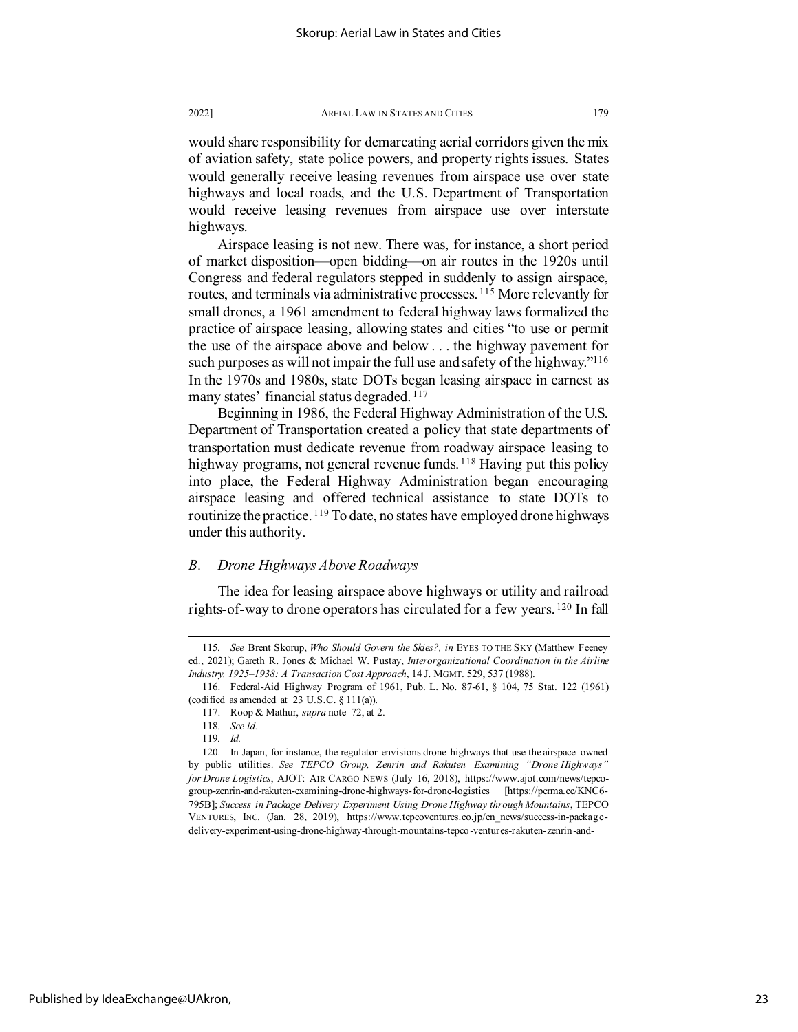would share responsibility for demarcating aerial corridors given the mix of aviation safety, state police powers, and property rights issues. States would generally receive leasing revenues from airspace use over state highways and local roads, and the U.S. Department of Transportation would receive leasing revenues from airspace use over interstate highways.

Airspace leasing is not new. There was, for instance, a short period of market disposition—open bidding—on air routes in the 1920s until Congress and federal regulators stepped in suddenly to assign airspace, routes, and terminals via administrative processes.[115] More relevantly for small drones, a 1961 amendment to federal highway laws formalized the practice of airspace leasing, allowing states and cities "to use or permit the use of the airspace above and below . . . the highway pavement for such purposes as will not impair the full use and safety of the highway."[116] In the 1970s and 1980s, state DOTs began leasing airspace in earnest as many states' financial status degraded.[117]

Beginning in 1986, the Federal Highway Administration of the U.S. Department of Transportation created a policy that state departments of transportation must dedicate revenue from roadway airspace leasing to highway programs, not general revenue funds.[118] Having put this policy into place, the Federal Highway Administration began encouraging airspace leasing and offered technical assistance to state DOTs to routinize the practice.[119] To date, no states have employed drone highways under this authority.

### *B. Drone Highways Above Roadways*

The idea for leasing airspace above highways or utility and railroad rights-of-way to drone operators has circulated for a few years.[120] In fall

---

115. *See* Brent Skorup, *Who Should Govern the Skies?*, *in* EYES TO THE SKY (Matthew Feeney ed., 2021); Gareth R. Jones & Michael W. Pustay, *Interorganizational Coordination in the Airline Industry, 1925–1938: A Transaction Cost Approach*, 14 J. MGMT. 529, 537 (1988).

116. Federal-Aid Highway Program of 1961, Pub. L. No. 87-61, § 104, 75 Stat. 122 (1961) (codified as amended at 23 U.S.C. § 111(a)).

117. Roop & Mathur, *supra* note 72, at 2.

118. *See id.*

119. *Id.*

120. In Japan, for instance, the regulator envisions drone highways that use the airspace owned by public utilities. *See TEPCO Group, Zenrin and Rakuten Examining "Drone Highways" for Drone Logistics*, AJOT: AIR CARGO NEWS (July 16, 2018), https://www.ajot.com/news/tepco-group-zenrin-and-rakuten-examining-drone-highways-for-drone-logistics [https://perma.cc/KNC6-795B]; *Success in Package Delivery Experiment Using Drone Highway through Mountains*, TEPCO VENTURES, INC. (Jan. 28, 2019), https://www.tepcoventures.co.jp/en_news/success-in-package-delivery-experiment-using-drone-highway-through-mountains-tepco-ventures-rakuten-zenrin-and-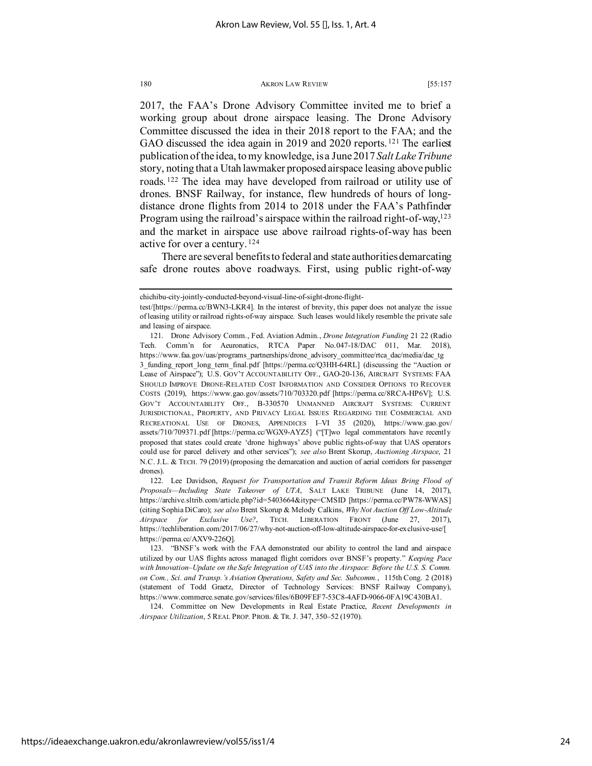2017, the FAA's Drone Advisory Committee invited me to brief a working group about drone airspace leasing. The Drone Advisory Committee discussed the idea in their 2018 report to the FAA; and the GAO discussed the idea again in 2019 and 2020 reports.[121] The earliest publication of the idea, to my knowledge, is a June 2017 *Salt Lake Tribune* story, noting that a Utah lawmaker proposed airspace leasing above public roads.[122] The idea may have developed from railroad or utility use of drones. BNSF Railway, for instance, flew hundreds of hours of long-distance drone flights from 2014 to 2018 under the FAA's Pathfinder Program using the railroad's airspace within the railroad right-of-way,[123] and the market in airspace use above railroad rights-of-way has been active for over a century.[124]

There are several benefits to federal and state authorities demarcating safe drone routes above roadways. First, using public right-of-way

---

chichibu-city-jointly-conducted-beyond-visual-line-of-sight-drone-flight-test/[https://perma.cc/BWN3-LKR4]. In the interest of brevity, this paper does not analyze the issue of leasing utility or railroad rights-of-way airspace. Such leases would likely resemble the private sale and leasing of airspace.

121. Drone Advisory Comm., Fed. Aviation Admin., *Drone Integration Funding* 21 22 (Radio Tech. Comm'n for Aeronautics, RTCA Paper No.047-18/DAC 011, Mar. 2018), https://www.faa.gov/uas/programs_partnerships/drone_advisory_committee/rtca_dac/media/dac_tg3_funding_report_long_term_final.pdf [https://perma.cc/Q3HH-64RL] (discussing the "Auction or Lease of Airspace"); U.S. GOV'T ACCOUNTABILITY OFF., GAO-20-136, AIRCRAFT SYSTEMS: FAA SHOULD IMPROVE DRONE-RELATED COST INFORMATION AND CONSIDER OPTIONS TO RECOVER COSTS (2019), https://www.gao.gov/assets/710/703320.pdf [https://perma.cc/8RCA-HP6V]; U.S. GOV'T ACCOUNTABILITY OFF., B-330570 UNMANNED AIRCRAFT SYSTEMS: CURRENT JURISDICTIONAL, PROPERTY, AND PRIVACY LEGAL ISSUES REGARDING THE COMMERCIAL AND RECREATIONAL USE OF DRONES, APPENDICES I–VI 35 (2020), https://www.gao.gov/assets/710/709371.pdf [https://perma.cc/WGX9-AYZ5] ("[T]wo legal commentators have recently proposed that states could create 'drone highways' above public rights-of-way that UAS operators could use for parcel delivery and other services"); *see also* Brent Skorup, *Auctioning Airspace*, 21 N.C. J.L. & TECH. 79 (2019) (proposing the demarcation and auction of aerial corridors for passenger drones).

122. Lee Davidson, *Request for Transportation and Transit Reform Ideas Bring Flood of Proposals—Including State Takeover of UTA*, SALT LAKE TRIBUNE (June 14, 2017), https://archive.sltrib.com/article.php?id=5403664&itype=CMSID [https://perma.cc/PW78-WWAS] (citing Sophia DiCaro); *see also* Brent Skorup & Melody Calkins, *Why Not Auction Off Low-Altitude Airspace for Exclusive Use?*, TECH. LIBERATION FRONT (June 27, 2017), https://techliberation.com/2017/06/27/why-not-auction-off-low-altitude-airspace-for-exclusive-use/[https://perma.cc/AXV9-226Q].

123. "BNSF's work with the FAA demonstrated our ability to control the land and airspace utilized by our UAS flights across managed flight corridors over BNSF's property." *Keeping Pace with Innovation–Update on the Safe Integration of UAS into the Airspace: Before the U.S. S. Comm. on Com., Sci. and Transp.'s Aviation Operations, Safety and Sec. Subcomm.*, 115th Cong. 2 (2018) (statement of Todd Graetz, Director of Technology Services: BNSF Railway Company), https://www.commerce.senate.gov/services/files/6B09FEF7-53C8-4AFD-9066-0FA19C430BA1.

124. Committee on New Developments in Real Estate Practice, *Recent Developments in Airspace Utilization*, 5 REAL PROP. PROB. & TR. J. 347, 350–52 (1970).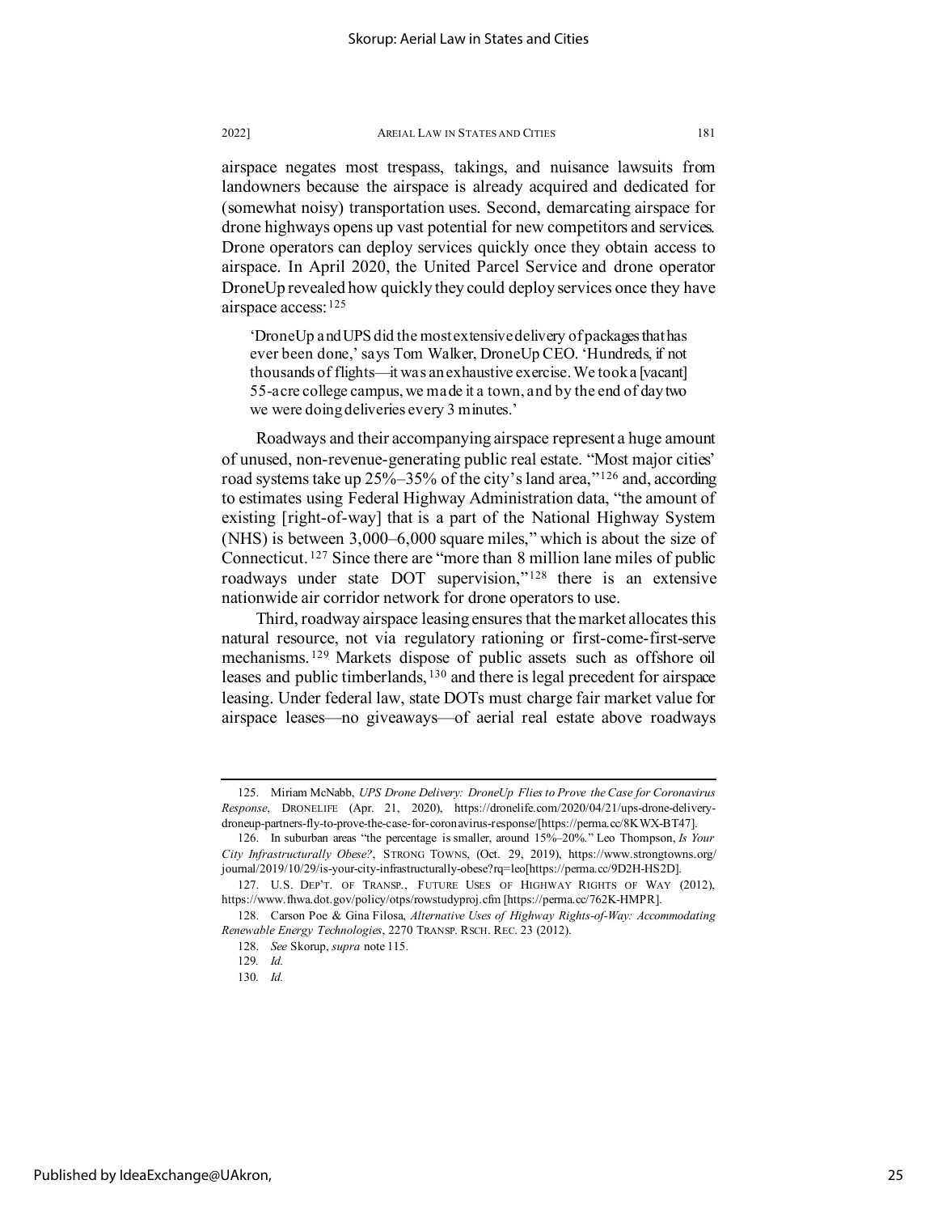airspace negates most trespass, takings, and nuisance lawsuits from landowners because the airspace is already acquired and dedicated for (somewhat noisy) transportation uses. Second, demarcating airspace for drone highways opens up vast potential for new competitors and services. Drone operators can deploy services quickly once they obtain access to airspace. In April 2020, the United Parcel Service and drone operator DroneUp revealed how quickly they could deploy services once they have airspace access:[125]

> 'DroneUp and UPS did the most extensive delivery of packages that has ever been done,' says Tom Walker, DroneUp CEO. 'Hundreds, if not thousands of flights—it was an exhaustive exercise. We took a [vacant] 55-acre college campus, we made it a town, and by the end of day two we were doing deliveries every 3 minutes.'

Roadways and their accompanying airspace represent a huge amount of unused, non-revenue-generating public real estate. "Most major cities' road systems take up 25%–35% of the city's land area,"[126] and, according to estimates using Federal Highway Administration data, "the amount of existing [right-of-way] that is a part of the National Highway System (NHS) is between 3,000–6,000 square miles," which is about the size of Connecticut.[127] Since there are "more than 8 million lane miles of public roadways under state DOT supervision,"[128] there is an extensive nationwide air corridor network for drone operators to use.

Third, roadway airspace leasing ensures that the market allocates this natural resource, not via regulatory rationing or first-come-first-serve mechanisms.[129] Markets dispose of public assets such as offshore oil leases and public timberlands,[130] and there is legal precedent for airspace leasing. Under federal law, state DOTs must charge fair market value for airspace leases—no giveaways—of aerial real estate above roadways

---

125. Miriam McNabb, *UPS Drone Delivery: DroneUp Flies to Prove the Case for Coronavirus Response*, DRONELIFE (Apr. 21, 2020), https://dronelife.com/2020/04/21/ups-drone-delivery-droneup-partners-fly-to-prove-the-case-for-coronavirus-response/[https://perma.cc/8KWX-BT47].

126. In suburban areas "the percentage is smaller, around 15%–20%." Leo Thompson, *Is Your City Infrastructurally Obese?*, STRONG TOWNS, (Oct. 29, 2019), https://www.strongtowns.org/journal/2019/10/29/is-your-city-infrastructurally-obese?rq=leo[https://perma.cc/9D2H-HS2D].

127. U.S. DEP'T. OF TRANSP., FUTURE USES OF HIGHWAY RIGHTS OF WAY (2012), https://www.fhwa.dot.gov/policy/otps/rowstudyproj.cfm [https://perma.cc/762K-HMPR].

128. Carson Poe & Gina Filosa, *Alternative Uses of Highway Rights-of-Way: Accommodating Renewable Energy Technologies*, 2270 TRANSP. RSCH. REC. 23 (2012).

128. *See* Skorup, *supra* note 115.

129. *Id.*

130. *Id.*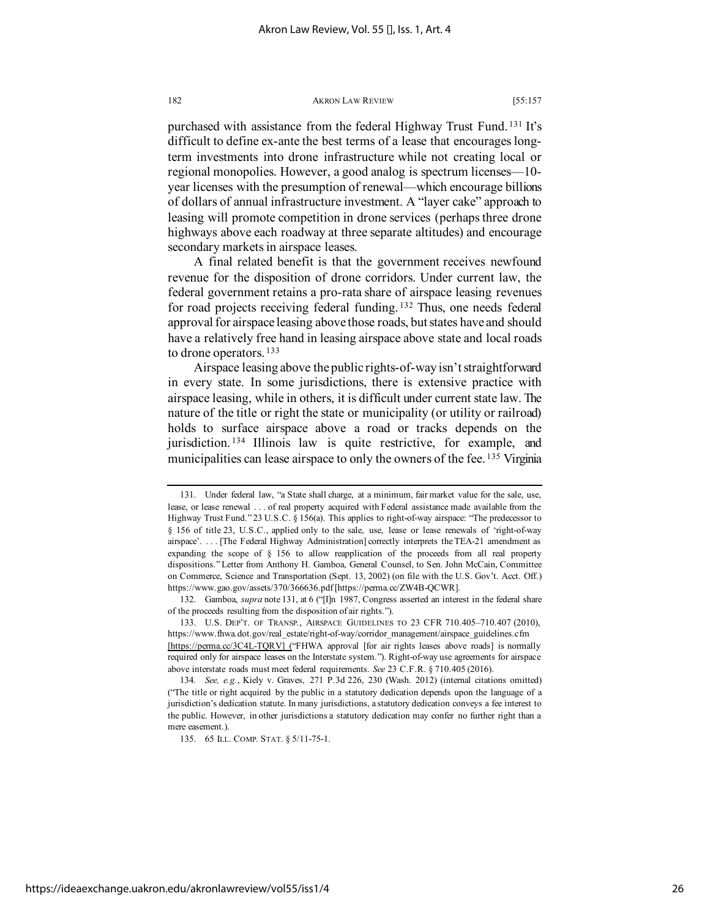purchased with assistance from the federal Highway Trust Fund.[131] It's difficult to define ex-ante the best terms of a lease that encourages long-term investments into drone infrastructure while not creating local or regional monopolies. However, a good analog is spectrum licenses—10-year licenses with the presumption of renewal—which encourage billions of dollars of annual infrastructure investment. A "layer cake" approach to leasing will promote competition in drone services (perhaps three drone highways above each roadway at three separate altitudes) and encourage secondary markets in airspace leases.

A final related benefit is that the government receives newfound revenue for the disposition of drone corridors. Under current law, the federal government retains a pro-rata share of airspace leasing revenues for road projects receiving federal funding.[132] Thus, one needs federal approval for airspace leasing above those roads, but states have and should have a relatively free hand in leasing airspace above state and local roads to drone operators.[133]

Airspace leasing above the public rights-of-way isn't straightforward in every state. In some jurisdictions, there is extensive practice with airspace leasing, while in others, it is difficult under current state law. The nature of the title or right the state or municipality (or utility or railroad) holds to surface airspace above a road or tracks depends on the jurisdiction.[134] Illinois law is quite restrictive, for example, and municipalities can lease airspace to only the owners of the fee.[135] Virginia

---

131. Under federal law, "a State shall charge, at a minimum, fair market value for the sale, use, lease, or lease renewal . . . of real property acquired with Federal assistance made available from the Highway Trust Fund." 23 U.S.C. § 156(a). This applies to right-of-way airspace: "The predecessor to § 156 of title 23, U.S.C., applied only to the sale, use, lease or lease renewals of 'right-of-way airspace'. . . . [The Federal Highway Administration] correctly interprets the TEA-21 amendment as expanding the scope of § 156 to allow reapplication of the proceeds from all real property dispositions." Letter from Anthony H. Gamboa, General Counsel, to Sen. John McCain, Committee on Commerce, Science and Transportation (Sept. 13, 2002) (on file with the U.S. Gov't. Acct. Off.) https://www.gao.gov/assets/370/366636.pdf [https://perma.cc/ZW4B-QCWR].

132. Gamboa, *supra* note 131, at 6 ("[I]n 1987, Congress asserted an interest in the federal share of the proceeds resulting from the disposition of air rights.").

133. U.S. DEP'T. OF TRANSP., AIRSPACE GUIDELINES TO 23 CFR 710.405–710.407 (2010), https://www.fhwa.dot.gov/real_estate/right-of-way/corridor_management/airspace_guidelines.cfm [https://perma.cc/3C4L-TQRV] ("FHWA approval [for air rights leases above roads] is normally required only for airspace leases on the Interstate system."). Right-of-way use agreements for airspace above interstate roads must meet federal requirements. *See* 23 C.F.R. § 710.405 (2016).

134. *See, e.g.*, Kiely v. Graves, 271 P.3d 226, 230 (Wash. 2012) (internal citations omitted) ("The title or right acquired by the public in a statutory dedication depends upon the language of a jurisdiction's dedication statute. In many jurisdictions, a statutory dedication conveys a fee interest to the public. However, in other jurisdictions a statutory dedication may confer no further right than a mere easement.).

135. 65 ILL. COMP. STAT. § 5/11-75-1.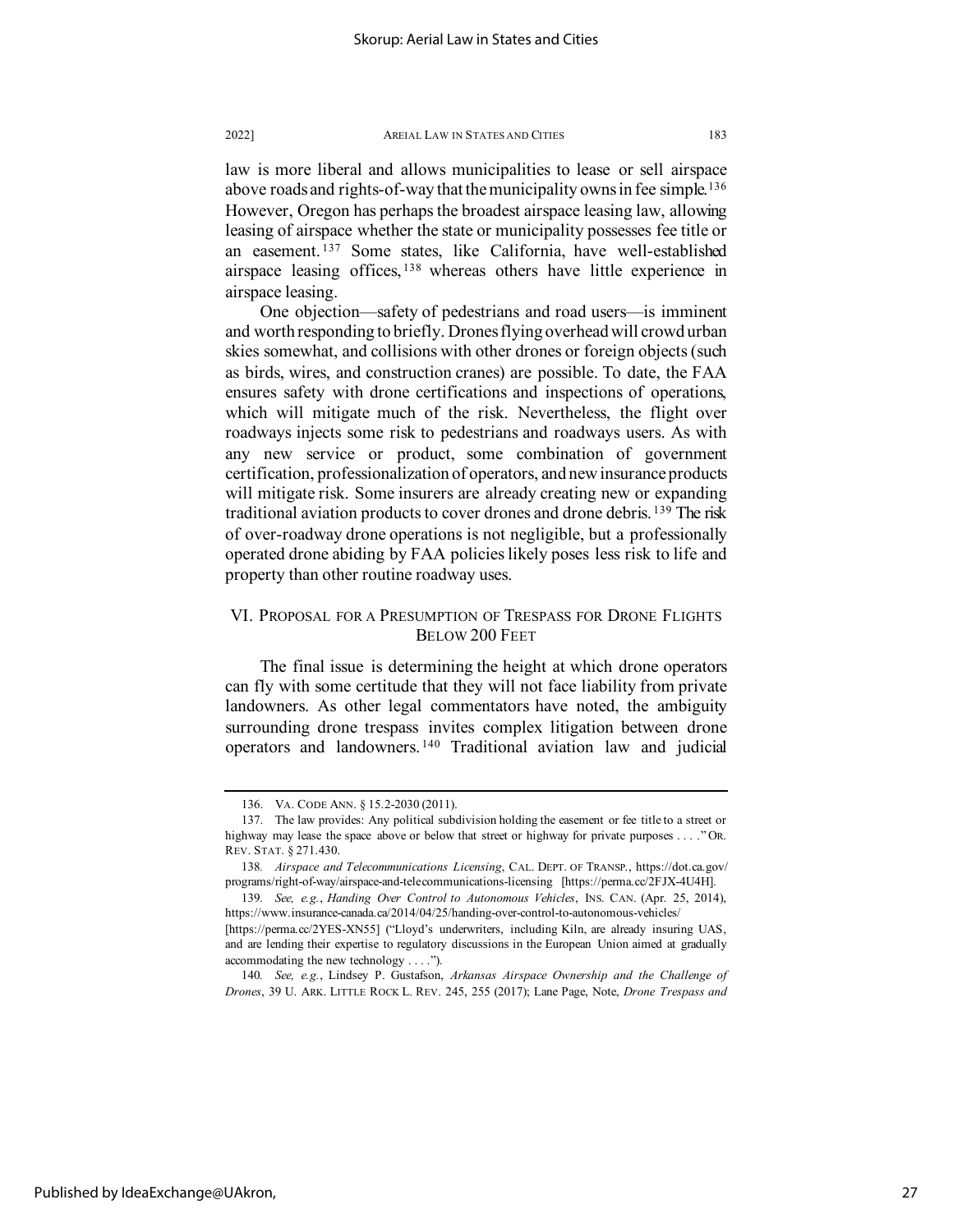law is more liberal and allows municipalities to lease or sell airspace above roads and rights-of-way that the municipality owns in fee simple.[136] However, Oregon has perhaps the broadest airspace leasing law, allowing leasing of airspace whether the state or municipality possesses fee title or an easement.[137] Some states, like California, have well-established airspace leasing offices,[138] whereas others have little experience in airspace leasing.

One objection—safety of pedestrians and road users—is imminent and worth responding to briefly. Drones flying overhead will crowd urban skies somewhat, and collisions with other drones or foreign objects (such as birds, wires, and construction cranes) are possible. To date, the FAA ensures safety with drone certifications and inspections of operations, which will mitigate much of the risk. Nevertheless, the flight over roadways injects some risk to pedestrians and roadways users. As with any new service or product, some combination of government certification, professionalization of operators, and new insurance products will mitigate risk. Some insurers are already creating new or expanding traditional aviation products to cover drones and drone debris.[139] The risk of over-roadway drone operations is not negligible, but a professionally operated drone abiding by FAA policies likely poses less risk to life and property than other routine roadway uses.

## VI. Proposal for a Presumption of Trespass for Drone Flights Below 200 Feet

The final issue is determining the height at which drone operators can fly with some certitude that they will not face liability from private landowners. As other legal commentators have noted, the ambiguity surrounding drone trespass invites complex litigation between drone operators and landowners.[140] Traditional aviation law and judicial

---

136. VA. CODE ANN. § 15.2-2030 (2011).

137. The law provides: Any political subdivision holding the easement or fee title to a street or highway may lease the space above or below that street or highway for private purposes . . . ." OR. REV. STAT. § 271.430.

138. *Airspace and Telecommunications Licensing*, CAL. DEPT. OF TRANSP., https://dot.ca.gov/programs/right-of-way/airspace-and-telecommunications-licensing [https://perma.cc/2FJX-4U4H].

139. *See, e.g.*, *Handing Over Control to Autonomous Vehicles*, INS. CAN. (Apr. 25, 2014), https://www.insurance-canada.ca/2014/04/25/handing-over-control-to-autonomous-vehicles/ [https://perma.cc/2YES-XN55] ("Lloyd's underwriters, including Kiln, are already insuring UAS, and are lending their expertise to regulatory discussions in the European Union aimed at gradually accommodating the new technology . . . .").

140. *See, e.g.*, Lindsey P. Gustafson, *Arkansas Airspace Ownership and the Challenge of Drones*, 39 U. ARK. LITTLE ROCK L. REV. 245, 255 (2017); Lane Page, Note, *Drone Trespass and*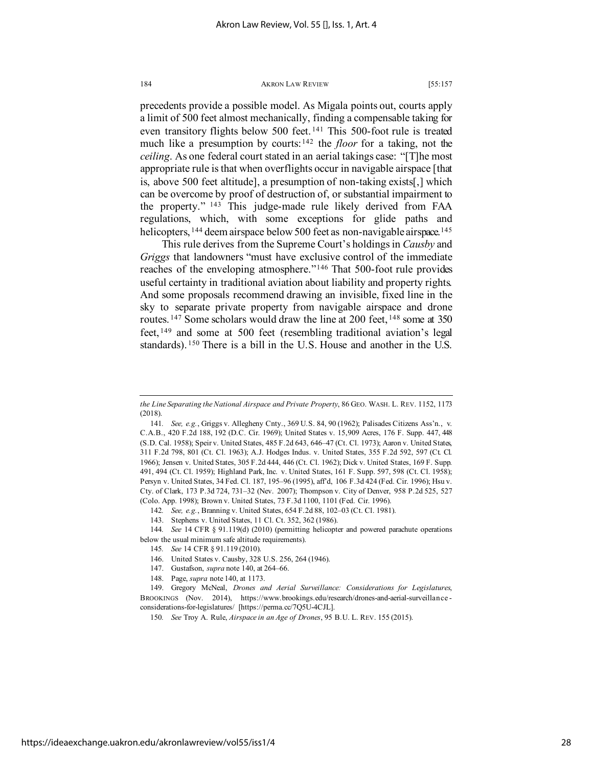precedents provide a possible model. As Migala points out, courts apply a limit of 500 feet almost mechanically, finding a compensable taking for even transitory flights below 500 feet.[141] This 500-foot rule is treated much like a presumption by courts:[142] the *floor* for a taking, not the *ceiling*. As one federal court stated in an aerial takings case: "[T]he most appropriate rule is that when overflights occur in navigable airspace [that is, above 500 feet altitude], a presumption of non-taking exists[,] which can be overcome by proof of destruction of, or substantial impairment to the property."[143] This judge-made rule likely derived from FAA regulations, which, with some exceptions for glide paths and helicopters,[144] deem airspace below 500 feet as non-navigable airspace.[145]

This rule derives from the Supreme Court's holdings in *Causby* and *Griggs* that landowners "must have exclusive control of the immediate reaches of the enveloping atmosphere."[146] That 500-foot rule provides useful certainty in traditional aviation about liability and property rights. And some proposals recommend drawing an invisible, fixed line in the sky to separate private property from navigable airspace and drone routes.[147] Some scholars would draw the line at 200 feet,[148] some at 350 feet,[149] and some at 500 feet (resembling traditional aviation's legal standards).[150] There is a bill in the U.S. House and another in the U.S.

---

*the Line Separating the National Airspace and Private Property*, 86 GEO. WASH. L. REV. 1152, 1173 (2018).

141. *See, e.g.*, Griggs v. Allegheny Cnty., 369 U.S. 84, 90 (1962); Palisades Citizens Ass'n., v. C.A.B., 420 F.2d 188, 192 (D.C. Cir. 1969); United States v. 15,909 Acres, 176 F. Supp. 447, 448 (S.D. Cal. 1958); Speir v. United States, 485 F.2d 643, 646–47 (Ct. Cl. 1973); Aaron v. United States, 311 F.2d 798, 801 (Ct. Cl. 1963); A.J. Hodges Indus. v. United States, 355 F.2d 592, 597 (Ct. Cl. 1966); Jensen v. United States, 305 F.2d 444, 446 (Ct. Cl. 1962); Dick v. United States, 169 F. Supp. 491, 494 (Ct. Cl. 1959); Highland Park, Inc. v. United States, 161 F. Supp. 597, 598 (Ct. Cl. 1958); Persyn v. United States, 34 Fed. Cl. 187, 195–96 (1995), aff'd, 106 F.3d 424 (Fed. Cir. 1996); Hsu v. Cty. of Clark, 173 P.3d 724, 731–32 (Nev. 2007); Thompson v. City of Denver, 958 P.2d 525, 527 (Colo. App. 1998); Brown v. United States, 73 F.3d 1100, 1101 (Fed. Cir. 1996).

142. *See, e.g.*, Branning v. United States, 654 F.2d 88, 102–03 (Ct. Cl. 1981).

143. Stephens v. United States, 11 Cl. Ct. 352, 362 (1986).

144. *See* 14 CFR § 91.119(d) (2010) (permitting helicopter and powered parachute operations below the usual minimum safe altitude requirements).

145. *See* 14 CFR § 91.119 (2010).

146. United States v. Causby, 328 U.S. 256, 264 (1946).

147. Gustafson, *supra* note 140, at 264–66.

148. Page, *supra* note 140, at 1173.

149. Gregory McNeal, *Drones and Aerial Surveillance: Considerations for Legislatures*, BROOKINGS (Nov. 2014), https://www.brookings.edu/research/drones-and-aerial-surveillance-considerations-for-legislatures/ [https://perma.cc/7Q5U-4CJL].

150. *See* Troy A. Rule, *Airspace in an Age of Drones*, 95 B.U. L. REV. 155 (2015).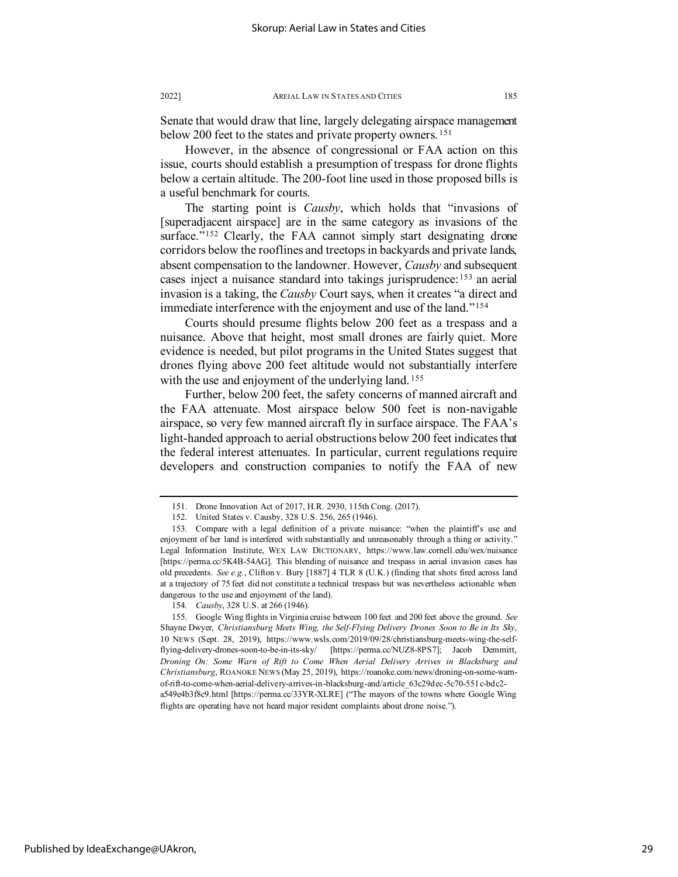Senate that would draw that line, largely delegating airspace management below 200 feet to the states and private property owners.[151]

However, in the absence of congressional or FAA action on this issue, courts should establish a presumption of trespass for drone flights below a certain altitude. The 200-foot line used in those proposed bills is a useful benchmark for courts.

The starting point is *Causby*, which holds that "invasions of [superadjacent airspace] are in the same category as invasions of the surface."[152] Clearly, the FAA cannot simply start designating drone corridors below the rooflines and treetops in backyards and private lands, absent compensation to the landowner. However, *Causby* and subsequent cases inject a nuisance standard into takings jurisprudence:[153] an aerial invasion is a taking, the *Causby* Court says, when it creates "a direct and immediate interference with the enjoyment and use of the land."[154]

Courts should presume flights below 200 feet as a trespass and a nuisance. Above that height, most small drones are fairly quiet. More evidence is needed, but pilot programs in the United States suggest that drones flying above 200 feet altitude would not substantially interfere with the use and enjoyment of the underlying land.[155]

Further, below 200 feet, the safety concerns of manned aircraft and the FAA attenuate. Most airspace below 500 feet is non-navigable airspace, so very few manned aircraft fly in surface airspace. The FAA's light-handed approach to aerial obstructions below 200 feet indicates that the federal interest attenuates. In particular, current regulations require developers and construction companies to notify the FAA of new

---

151. Drone Innovation Act of 2017, H.R. 2930, 115th Cong. (2017).

152. United States v. Causby, 328 U.S. 256, 265 (1946).

153. Compare with a legal definition of a private nuisance: "when the plaintiff's use and enjoyment of her land is interfered with substantially and unreasonably through a thing or activity." Legal Information Institute, WEX LAW DICTIONARY, https://www.law.cornell.edu/wex/nuisance [https://perma.cc/5K4B-54AG]. This blending of nuisance and trespass in aerial invasion cases has old precedents. *See e.g.*, Clifton v. Bury [1887] 4 TLR 8 (U.K.) (finding that shots fired across land at a trajectory of 75 feet did not constitute a technical trespass but was nevertheless actionable when dangerous to the use and enjoyment of the land).

154. *Causby*, 328 U.S. at 266 (1946).

155. Google Wing flights in Virginia cruise between 100 feet and 200 feet above the ground. *See* Shayne Dwyer, *Christiansburg Meets Wing, the Self-Flying Delivery Drones Soon to Be in Its Sky*, 10 NEWS (Sept. 28, 2019), https://www.wsls.com/2019/09/28/christiansburg-meets-wing-the-self-flying-delivery-drones-soon-to-be-in-its-sky/ [https://perma.cc/NUZ8-8PS7]; Jacob Demmitt, *Droning On: Some Warn of Rift to Come When Aerial Delivery Arrives in Blacksburg and Christiansburg*, ROANOKE NEWS (May 25, 2019), https://roanoke.com/news/droning-on-some-warn-of-rift-to-come-when-aerial-delivery-arrives-in-blacksburg-and/article_63c29dec-5c70-551c-bdc2-a549e4b3f8c9.html [https://perma.cc/33YR-XLRE] ("The mayors of the towns where Google Wing flights are operating have not heard major resident complaints about drone noise.").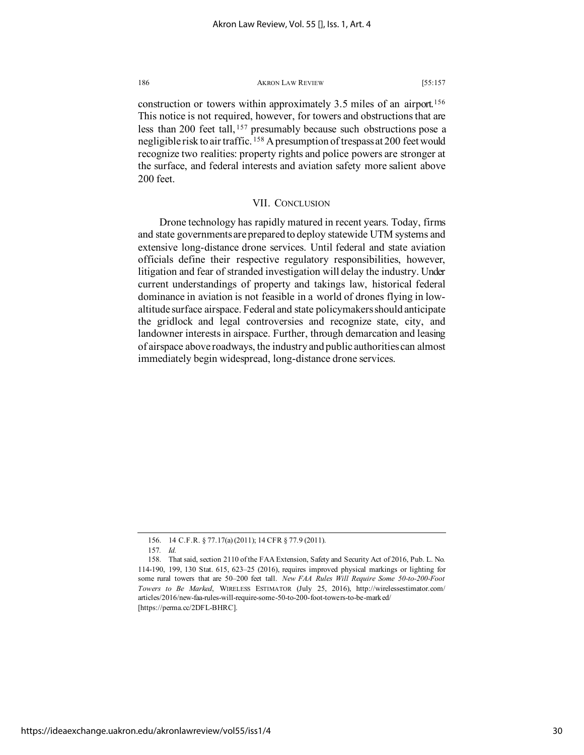construction or towers within approximately 3.5 miles of an airport.[156] This notice is not required, however, for towers and obstructions that are less than 200 feet tall,[157] presumably because such obstructions pose a negligible risk to air traffic.[158] A presumption of trespass at 200 feet would recognize two realities: property rights and police powers are stronger at the surface, and federal interests and aviation safety more salient above 200 feet.

## VII. CONCLUSION

Drone technology has rapidly matured in recent years. Today, firms and state governments are prepared to deploy statewide UTM systems and extensive long-distance drone services. Until federal and state aviation officials define their respective regulatory responsibilities, however, litigation and fear of stranded investigation will delay the industry. Under current understandings of property and takings law, historical federal dominance in aviation is not feasible in a world of drones flying in low-altitude surface airspace. Federal and state policymakers should anticipate the gridlock and legal controversies and recognize state, city, and landowner interests in airspace. Further, through demarcation and leasing of airspace above roadways, the industry and public authorities can almost immediately begin widespread, long-distance drone services.

---

156. 14 C.F.R. § 77.17(a) (2011); 14 CFR § 77.9 (2011).

157. *Id.*

158. That said, section 2110 of the FAA Extension, Safety and Security Act of 2016, Pub. L. No. 114-190, 199, 130 Stat. 615, 623–25 (2016), requires improved physical markings or lighting for some rural towers that are 50–200 feet tall. *New FAA Rules Will Require Some 50-to-200-Foot Towers to Be Marked*, WIRELESS ESTIMATOR (July 25, 2016), http://wirelessestimator.com/articles/2016/new-faa-rules-will-require-some-50-to-200-foot-towers-to-be-marked/ [https://perma.cc/2DFL-BHRC].